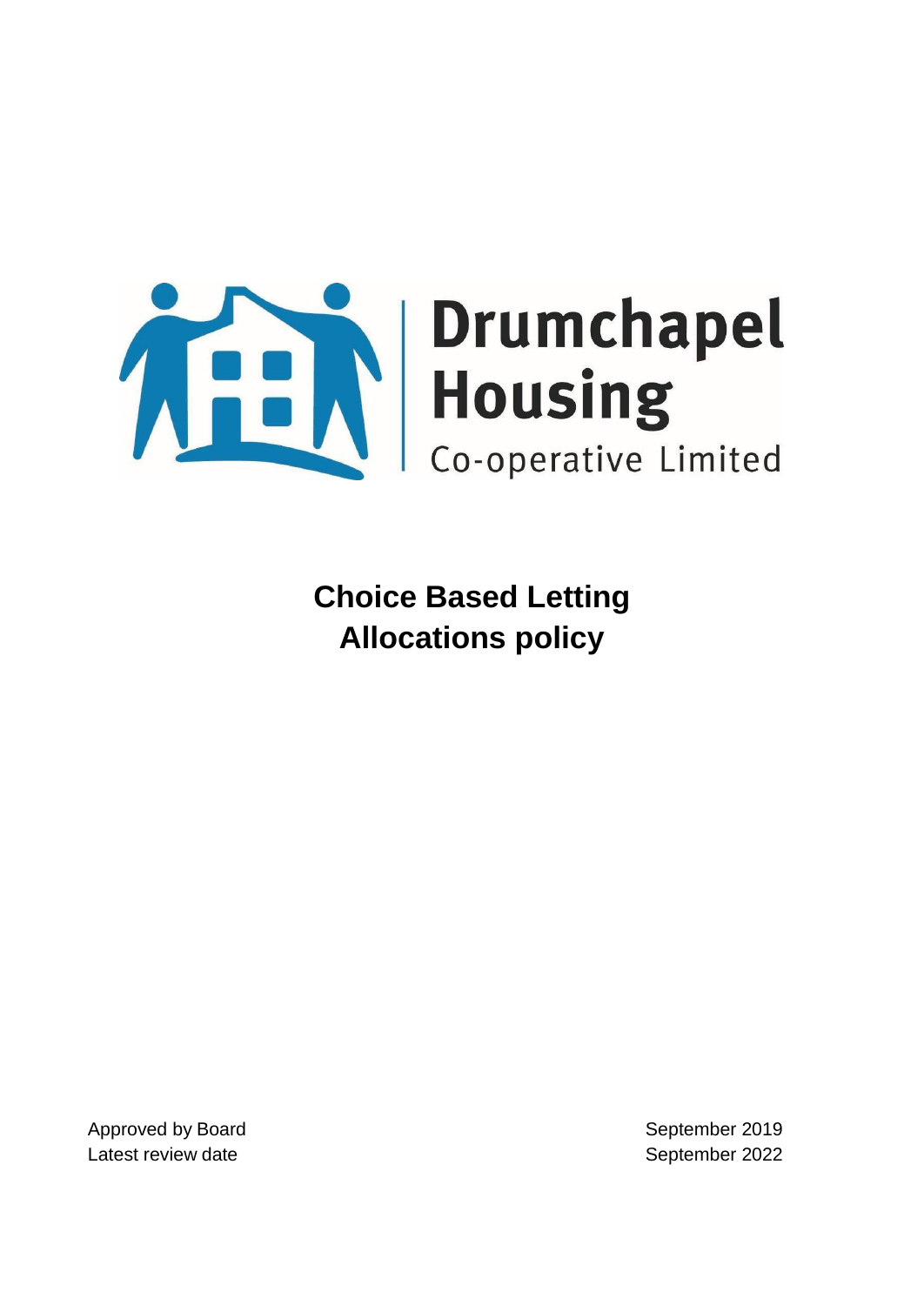Drumchapel Housing

Co-operative Limited

# Choice Based Letting Allocations policy

Approved by Board September 2019

Latest review date September 2022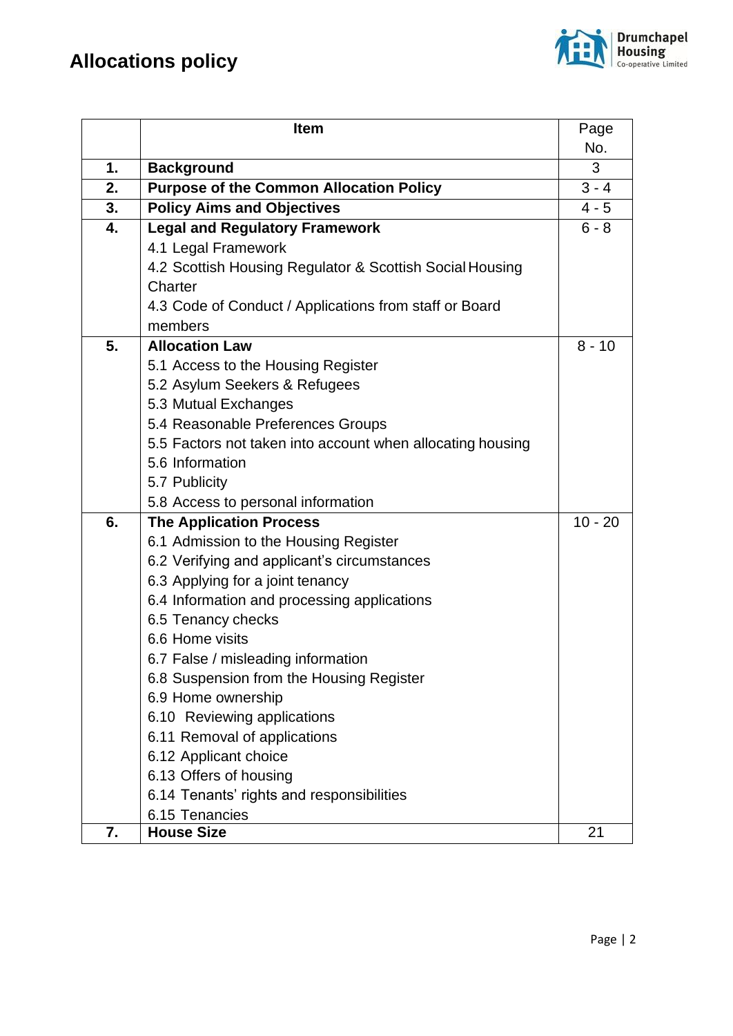# Allocations policy

| | Item | Page No. |
|---|---|---|
| **1.** | **Background** | 3 |
| **2.** | **Purpose of the Common Allocation Policy** | 3 - 4 |
| **3.** | **Policy Aims and Objectives** | 4 - 5 |
| **4.** | **Legal and Regulatory Framework**<br>4.1 Legal Framework<br>4.2 Scottish Housing Regulator & Scottish Social Housing Charter<br>4.3 Code of Conduct / Applications from staff or Board members | 6 - 8 |
| **5.** | **Allocation Law**<br>5.1 Access to the Housing Register<br>5.2 Asylum Seekers & Refugees<br>5.3 Mutual Exchanges<br>5.4 Reasonable Preferences Groups<br>5.5 Factors not taken into account when allocating housing<br>5.6 Information<br>5.7 Publicity<br>5.8 Access to personal information | 8 - 10 |
| **6.** | **The Application Process**<br>6.1 Admission to the Housing Register<br>6.2 Verifying and applicant's circumstances<br>6.3 Applying for a joint tenancy<br>6.4 Information and processing applications<br>6.5 Tenancy checks<br>6.6 Home visits<br>6.7 False / misleading information<br>6.8 Suspension from the Housing Register<br>6.9 Home ownership<br>6.10 Reviewing applications<br>6.11 Removal of applications<br>6.12 Applicant choice<br>6.13 Offers of housing<br>6.14 Tenants' rights and responsibilities<br>6.15 Tenancies | 10 - 20 |
| **7.** | **House Size** | 21 |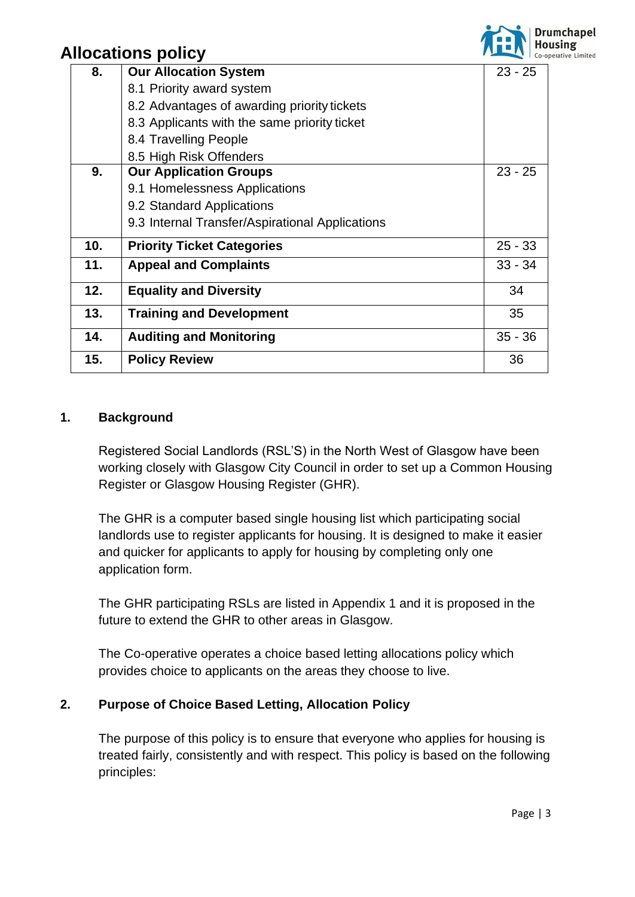# Allocations policy

| 8. | **Our Allocation System**<br>8.1 Priority award system<br>8.2 Advantages of awarding priority tickets<br>8.3 Applicants with the same priority ticket<br>8.4 Travelling People<br>8.5 High Risk Offenders | 23 - 25 |
|---|---|---|
| 9. | **Our Application Groups**<br>9.1 Homelessness Applications<br>9.2 Standard Applications<br>9.3 Internal Transfer/Aspirational Applications | 23 - 25 |
| 10. | **Priority Ticket Categories** | 25 - 33 |
| 11. | **Appeal and Complaints** | 33 - 34 |
| 12. | **Equality and Diversity** | 34 |
| 13. | **Training and Development** | 35 |
| 14. | **Auditing and Monitoring** | 35 - 36 |
| 15. | **Policy Review** | 36 |

## 1. Background

Registered Social Landlords (RSL'S) in the North West of Glasgow have been working closely with Glasgow City Council in order to set up a Common Housing Register or Glasgow Housing Register (GHR).

The GHR is a computer based single housing list which participating social landlords use to register applicants for housing. It is designed to make it easier and quicker for applicants to apply for housing by completing only one application form.

The GHR participating RSLs are listed in Appendix 1 and it is proposed in the future to extend the GHR to other areas in Glasgow.

The Co-operative operates a choice based letting allocations policy which provides choice to applicants on the areas they choose to live.

## 2. Purpose of Choice Based Letting, Allocation Policy

The purpose of this policy is to ensure that everyone who applies for housing is treated fairly, consistently and with respect. This policy is based on the following principles: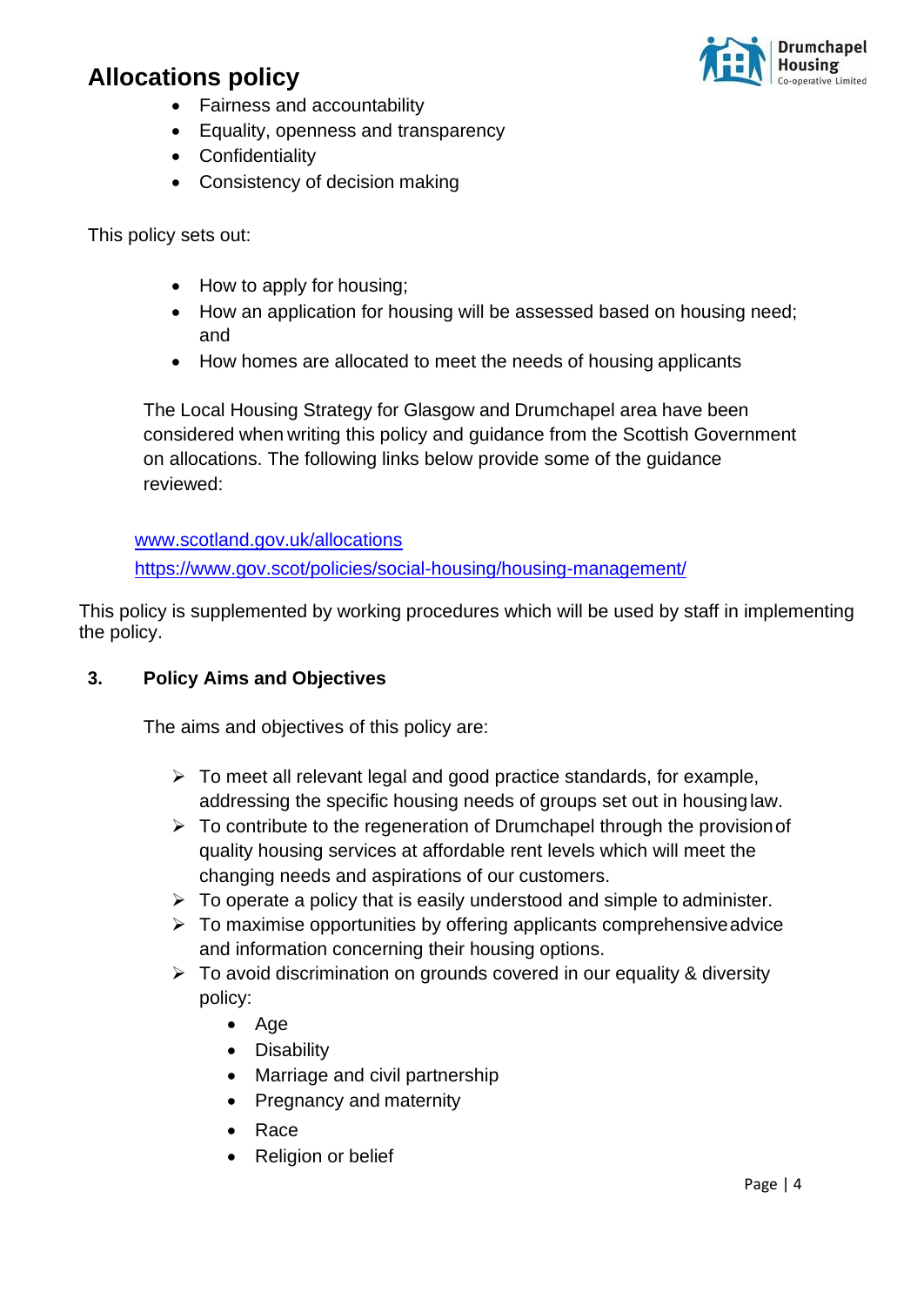# Allocations policy

- Fairness and accountability
- Equality, openness and transparency
- Confidentiality
- Consistency of decision making

This policy sets out:

- How to apply for housing;
- How an application for housing will be assessed based on housing need; and
- How homes are allocated to meet the needs of housing applicants

The Local Housing Strategy for Glasgow and Drumchapel area have been considered when writing this policy and guidance from the Scottish Government on allocations. The following links below provide some of the guidance reviewed:

[www.scotland.gov.uk/allocations](www.scotland.gov.uk/allocations)

[https://www.gov.scot/policies/social-housing/housing-management/](https://www.gov.scot/policies/social-housing/housing-management/)

This policy is supplemented by working procedures which will be used by staff in implementing the policy.

## 3. Policy Aims and Objectives

The aims and objectives of this policy are:

- To meet all relevant legal and good practice standards, for example, addressing the specific housing needs of groups set out in housing law.
- To contribute to the regeneration of Drumchapel through the provision of quality housing services at affordable rent levels which will meet the changing needs and aspirations of our customers.
- To operate a policy that is easily understood and simple to administer.
- To maximise opportunities by offering applicants comprehensive advice and information concerning their housing options.
- To avoid discrimination on grounds covered in our equality & diversity policy:
  - Age
  - Disability
  - Marriage and civil partnership
  - Pregnancy and maternity
  - Race
  - Religion or belief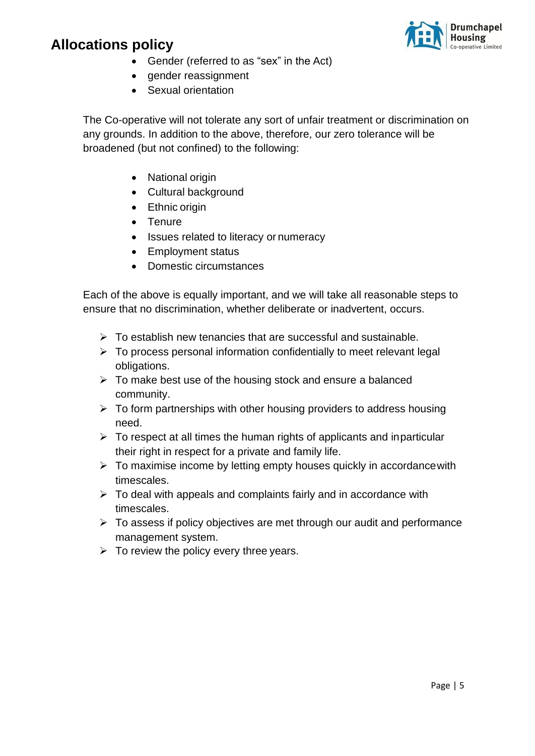- Gender (referred to as "sex" in the Act)
- gender reassignment
- Sexual orientation

The Co-operative will not tolerate any sort of unfair treatment or discrimination on any grounds. In addition to the above, therefore, our zero tolerance will be broadened (but not confined) to the following:

- National origin
- Cultural background
- Ethnic origin
- Tenure
- Issues related to literacy or numeracy
- Employment status
- Domestic circumstances

Each of the above is equally important, and we will take all reasonable steps to ensure that no discrimination, whether deliberate or inadvertent, occurs.

- To establish new tenancies that are successful and sustainable.
- To process personal information confidentially to meet relevant legal obligations.
- To make best use of the housing stock and ensure a balanced community.
- To form partnerships with other housing providers to address housing need.
- To respect at all times the human rights of applicants and in particular their right in respect for a private and family life.
- To maximise income by letting empty houses quickly in accordance with timescales.
- To deal with appeals and complaints fairly and in accordance with timescales.
- To assess if policy objectives are met through our audit and performance management system.
- To review the policy every three years.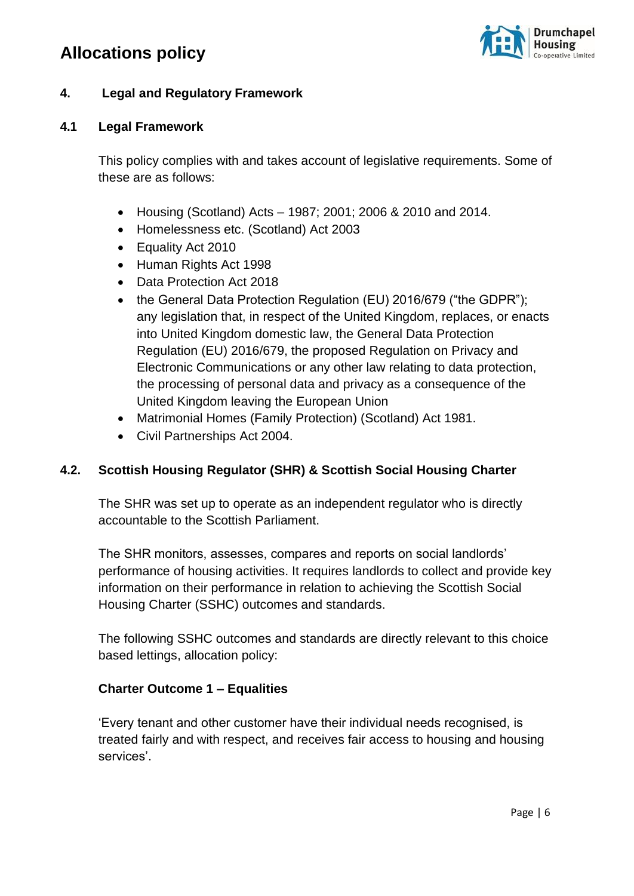## 4. Legal and Regulatory Framework

### 4.1 Legal Framework

This policy complies with and takes account of legislative requirements. Some of these are as follows:

- Housing (Scotland) Acts – 1987; 2001; 2006 & 2010 and 2014.
- Homelessness etc. (Scotland) Act 2003
- Equality Act 2010
- Human Rights Act 1998
- Data Protection Act 2018
- the General Data Protection Regulation (EU) 2016/679 ("the GDPR"); any legislation that, in respect of the United Kingdom, replaces, or enacts into United Kingdom domestic law, the General Data Protection Regulation (EU) 2016/679, the proposed Regulation on Privacy and Electronic Communications or any other law relating to data protection, the processing of personal data and privacy as a consequence of the United Kingdom leaving the European Union
- Matrimonial Homes (Family Protection) (Scotland) Act 1981.
- Civil Partnerships Act 2004.

### 4.2. Scottish Housing Regulator (SHR) & Scottish Social Housing Charter

The SHR was set up to operate as an independent regulator who is directly accountable to the Scottish Parliament.

The SHR monitors, assesses, compares and reports on social landlords' performance of housing activities. It requires landlords to collect and provide key information on their performance in relation to achieving the Scottish Social Housing Charter (SSHC) outcomes and standards.

The following SSHC outcomes and standards are directly relevant to this choice based lettings, allocation policy:

**Charter Outcome 1 – Equalities**

'Every tenant and other customer have their individual needs recognised, is treated fairly and with respect, and receives fair access to housing and housing services'.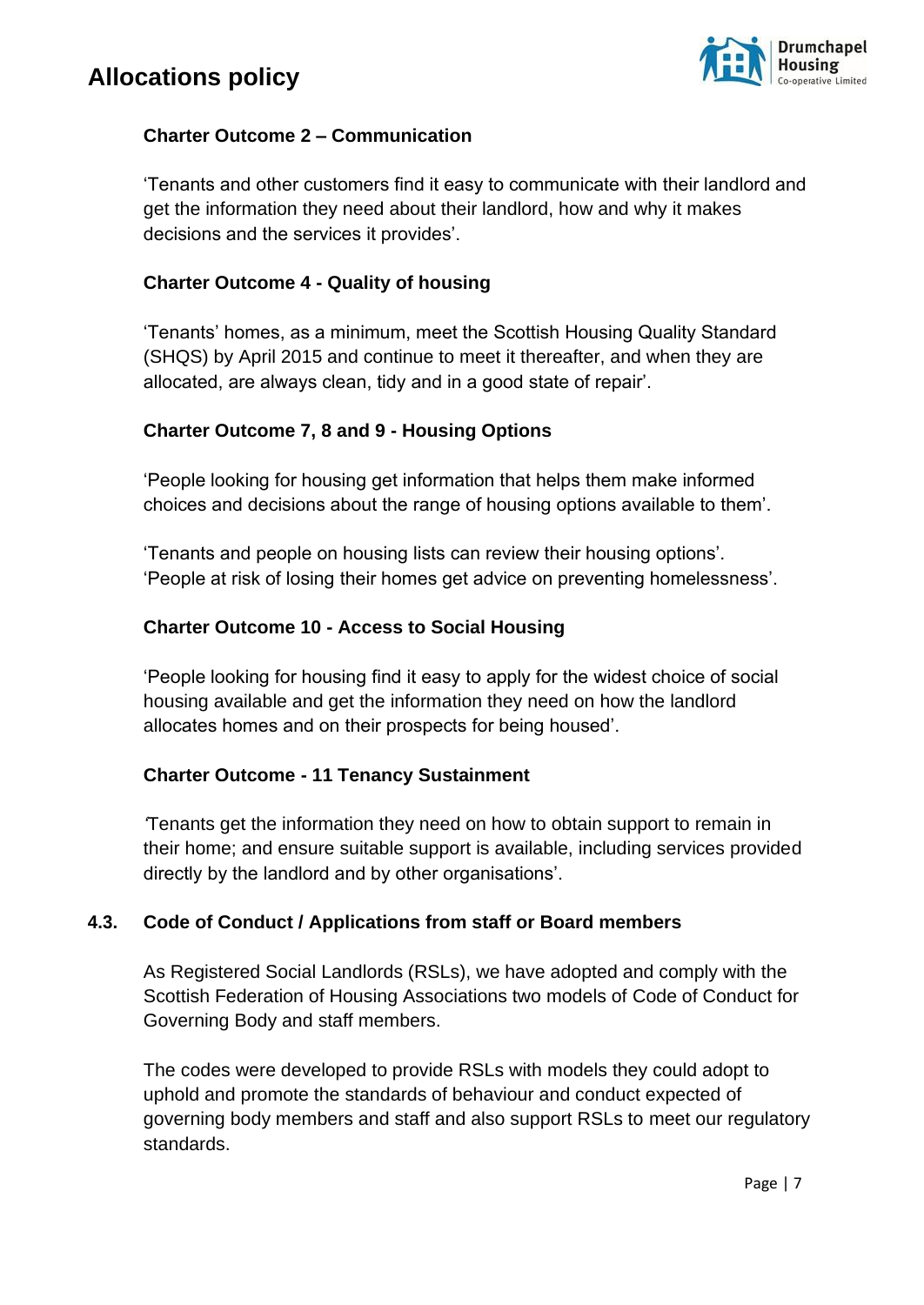**Charter Outcome 2 – Communication**

'Tenants and other customers find it easy to communicate with their landlord and get the information they need about their landlord, how and why it makes decisions and the services it provides'.

**Charter Outcome 4 - Quality of housing**

'Tenants' homes, as a minimum, meet the Scottish Housing Quality Standard (SHQS) by April 2015 and continue to meet it thereafter, and when they are allocated, are always clean, tidy and in a good state of repair'.

**Charter Outcome 7, 8 and 9 - Housing Options**

'People looking for housing get information that helps them make informed choices and decisions about the range of housing options available to them'.

'Tenants and people on housing lists can review their housing options'.
'People at risk of losing their homes get advice on preventing homelessness'.

**Charter Outcome 10 - Access to Social Housing**

'People looking for housing find it easy to apply for the widest choice of social housing available and get the information they need on how the landlord allocates homes and on their prospects for being housed'.

**Charter Outcome - 11 Tenancy Sustainment**

'Tenants get the information they need on how to obtain support to remain in their home; and ensure suitable support is available, including services provided directly by the landlord and by other organisations'.

### 4.3. Code of Conduct / Applications from staff or Board members

As Registered Social Landlords (RSLs), we have adopted and comply with the Scottish Federation of Housing Associations two models of Code of Conduct for Governing Body and staff members.

The codes were developed to provide RSLs with models they could adopt to uphold and promote the standards of behaviour and conduct expected of governing body members and staff and also support RSLs to meet our regulatory standards.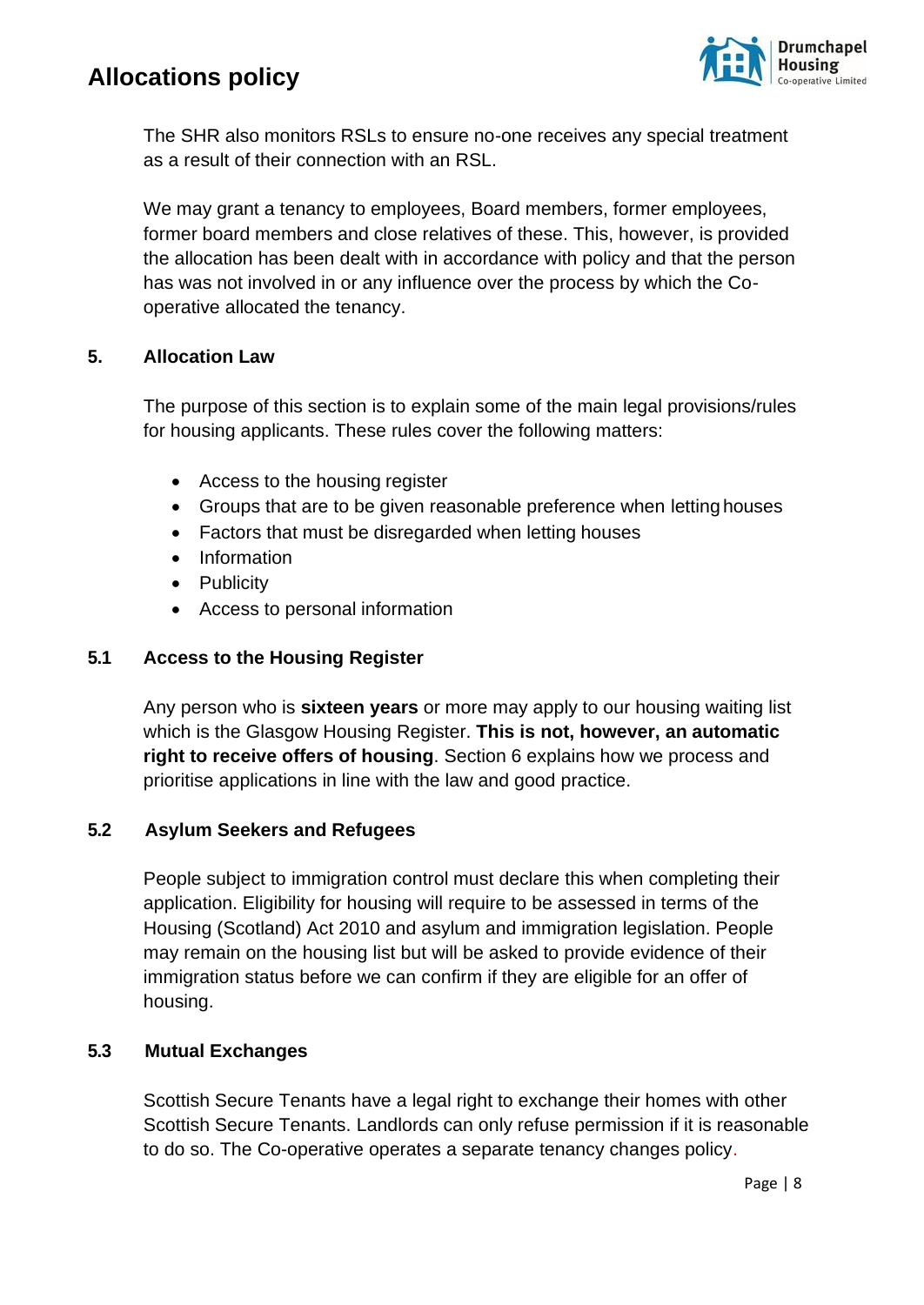The SHR also monitors RSLs to ensure no-one receives any special treatment as a result of their connection with an RSL.

We may grant a tenancy to employees, Board members, former employees, former board members and close relatives of these. This, however, is provided the allocation has been dealt with in accordance with policy and that the person has was not involved in or any influence over the process by which the Co-operative allocated the tenancy.

## 5. Allocation Law

The purpose of this section is to explain some of the main legal provisions/rules for housing applicants. These rules cover the following matters:

- Access to the housing register
- Groups that are to be given reasonable preference when letting houses
- Factors that must be disregarded when letting houses
- Information
- Publicity
- Access to personal information

### 5.1 Access to the Housing Register

Any person who is **sixteen years** or more may apply to our housing waiting list which is the Glasgow Housing Register. **This is not, however, an automatic right to receive offers of housing**. Section 6 explains how we process and prioritise applications in line with the law and good practice.

### 5.2 Asylum Seekers and Refugees

People subject to immigration control must declare this when completing their application. Eligibility for housing will require to be assessed in terms of the Housing (Scotland) Act 2010 and asylum and immigration legislation. People may remain on the housing list but will be asked to provide evidence of their immigration status before we can confirm if they are eligible for an offer of housing.

### 5.3 Mutual Exchanges

Scottish Secure Tenants have a legal right to exchange their homes with other Scottish Secure Tenants. Landlords can only refuse permission if it is reasonable to do so. The Co-operative operates a separate tenancy changes policy.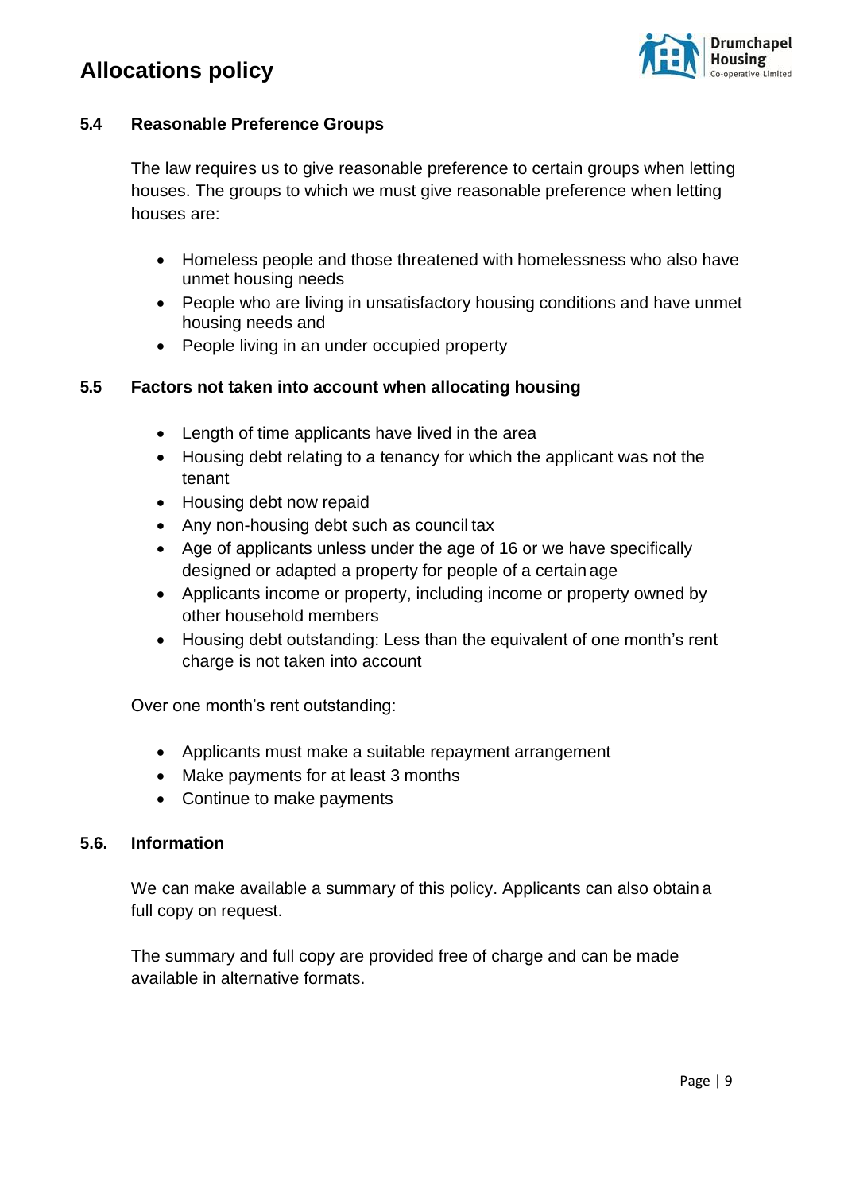### 5.4 Reasonable Preference Groups

The law requires us to give reasonable preference to certain groups when letting houses. The groups to which we must give reasonable preference when letting houses are:

- Homeless people and those threatened with homelessness who also have unmet housing needs
- People who are living in unsatisfactory housing conditions and have unmet housing needs and
- People living in an under occupied property

### 5.5 Factors not taken into account when allocating housing

- Length of time applicants have lived in the area
- Housing debt relating to a tenancy for which the applicant was not the tenant
- Housing debt now repaid
- Any non-housing debt such as council tax
- Age of applicants unless under the age of 16 or we have specifically designed or adapted a property for people of a certain age
- Applicants income or property, including income or property owned by other household members
- Housing debt outstanding: Less than the equivalent of one month's rent charge is not taken into account

Over one month's rent outstanding:

- Applicants must make a suitable repayment arrangement
- Make payments for at least 3 months
- Continue to make payments

### 5.6. Information

We can make available a summary of this policy. Applicants can also obtain a full copy on request.

The summary and full copy are provided free of charge and can be made available in alternative formats.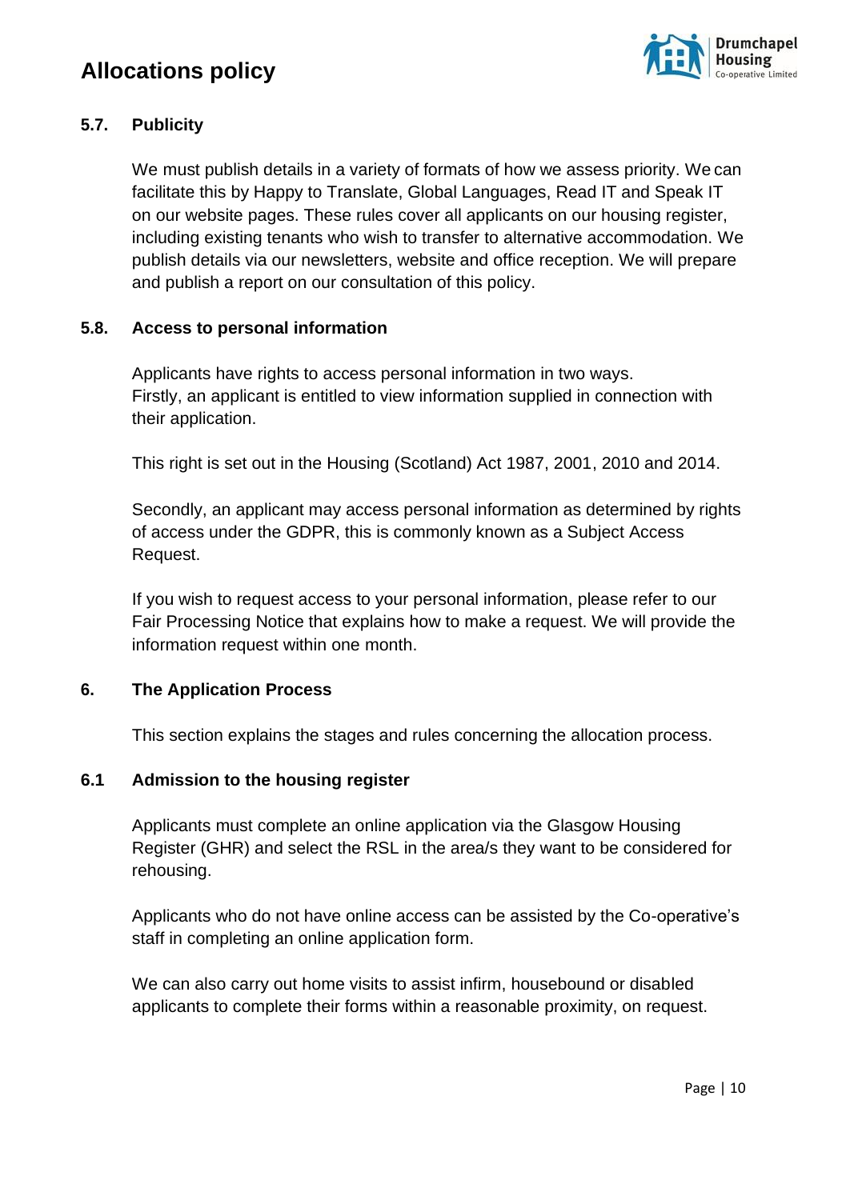### 5.7. Publicity

We must publish details in a variety of formats of how we assess priority. We can facilitate this by Happy to Translate, Global Languages, Read IT and Speak IT on our website pages. These rules cover all applicants on our housing register, including existing tenants who wish to transfer to alternative accommodation. We publish details via our newsletters, website and office reception. We will prepare and publish a report on our consultation of this policy.

### 5.8. Access to personal information

Applicants have rights to access personal information in two ways.
Firstly, an applicant is entitled to view information supplied in connection with their application.

This right is set out in the Housing (Scotland) Act 1987, 2001, 2010 and 2014.

Secondly, an applicant may access personal information as determined by rights of access under the GDPR, this is commonly known as a Subject Access Request.

If you wish to request access to your personal information, please refer to our Fair Processing Notice that explains how to make a request. We will provide the information request within one month.

## 6. The Application Process

This section explains the stages and rules concerning the allocation process.

### 6.1 Admission to the housing register

Applicants must complete an online application via the Glasgow Housing Register (GHR) and select the RSL in the area/s they want to be considered for rehousing.

Applicants who do not have online access can be assisted by the Co-operative's staff in completing an online application form.

We can also carry out home visits to assist infirm, housebound or disabled applicants to complete their forms within a reasonable proximity, on request.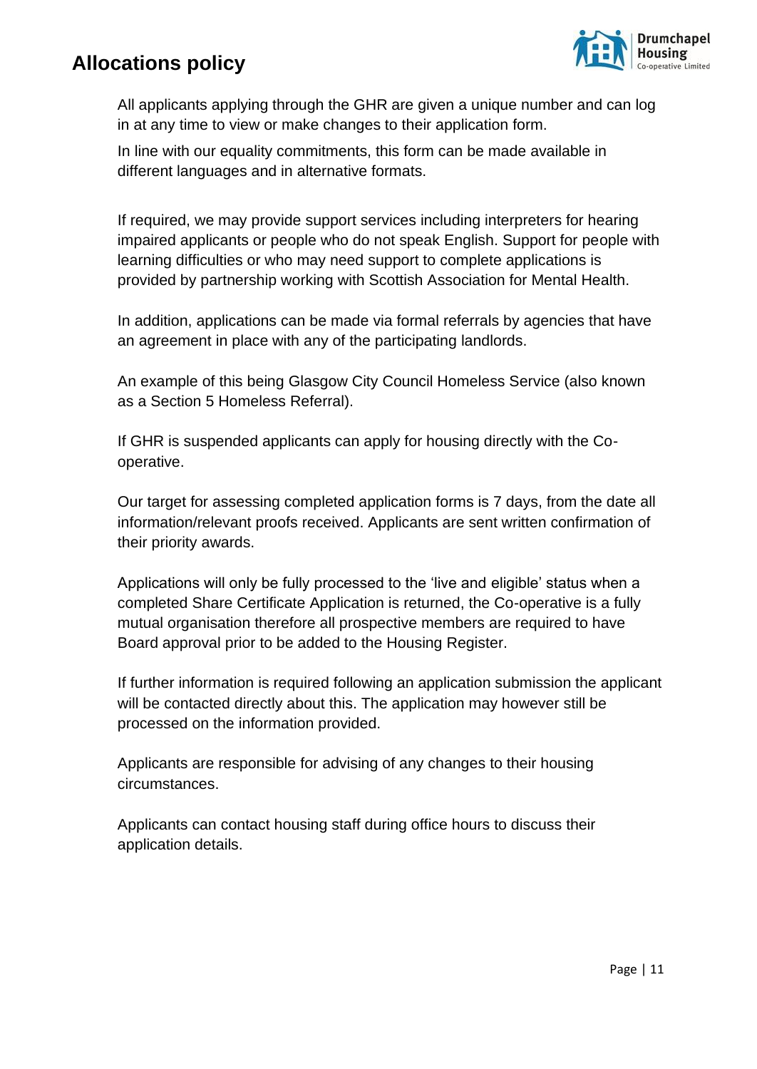All applicants applying through the GHR are given a unique number and can log in at any time to view or make changes to their application form.

In line with our equality commitments, this form can be made available in different languages and in alternative formats.

If required, we may provide support services including interpreters for hearing impaired applicants or people who do not speak English. Support for people with learning difficulties or who may need support to complete applications is provided by partnership working with Scottish Association for Mental Health.

In addition, applications can be made via formal referrals by agencies that have an agreement in place with any of the participating landlords.

An example of this being Glasgow City Council Homeless Service (also known as a Section 5 Homeless Referral).

If GHR is suspended applicants can apply for housing directly with the Co-operative.

Our target for assessing completed application forms is 7 days, from the date all information/relevant proofs received. Applicants are sent written confirmation of their priority awards.

Applications will only be fully processed to the 'live and eligible' status when a completed Share Certificate Application is returned, the Co-operative is a fully mutual organisation therefore all prospective members are required to have Board approval prior to be added to the Housing Register.

If further information is required following an application submission the applicant will be contacted directly about this. The application may however still be processed on the information provided.

Applicants are responsible for advising of any changes to their housing circumstances.

Applicants can contact housing staff during office hours to discuss their application details.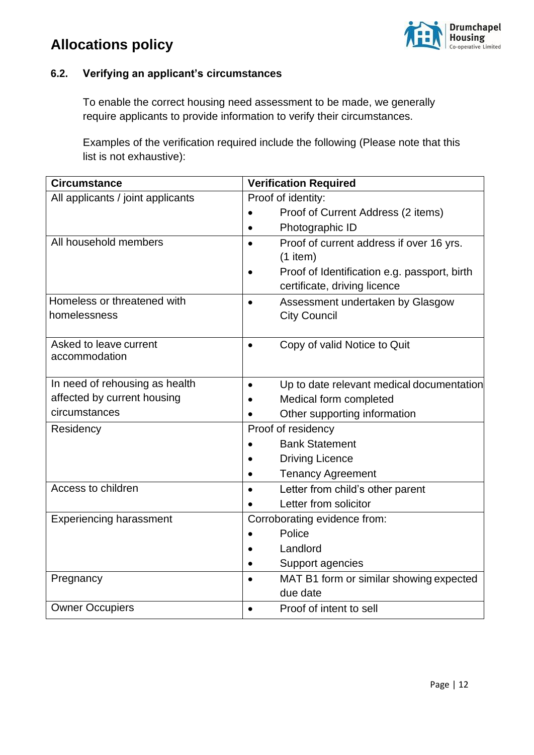### 6.2. Verifying an applicant's circumstances

To enable the correct housing need assessment to be made, we generally require applicants to provide information to verify their circumstances.

Examples of the verification required include the following (Please note that this list is not exhaustive):

| Circumstance | Verification Required |
|---|---|
| All applicants / joint applicants | Proof of identity:<br>• Proof of Current Address (2 items)<br>• Photographic ID |
| All household members | • Proof of current address if over 16 yrs. (1 item)<br>• Proof of Identification e.g. passport, birth certificate, driving licence |
| Homeless or threatened with homelessness | • Assessment undertaken by Glasgow City Council |
| Asked to leave current accommodation | • Copy of valid Notice to Quit |
| In need of rehousing as health affected by current housing circumstances | • Up to date relevant medical documentation<br>• Medical form completed<br>• Other supporting information |
| Residency | Proof of residency<br>• Bank Statement<br>• Driving Licence<br>• Tenancy Agreement |
| Access to children | • Letter from child's other parent<br>• Letter from solicitor |
| Experiencing harassment | Corroborating evidence from:<br>• Police<br>• Landlord<br>• Support agencies |
| Pregnancy | • MAT B1 form or similar showing expected due date |
| Owner Occupiers | • Proof of intent to sell |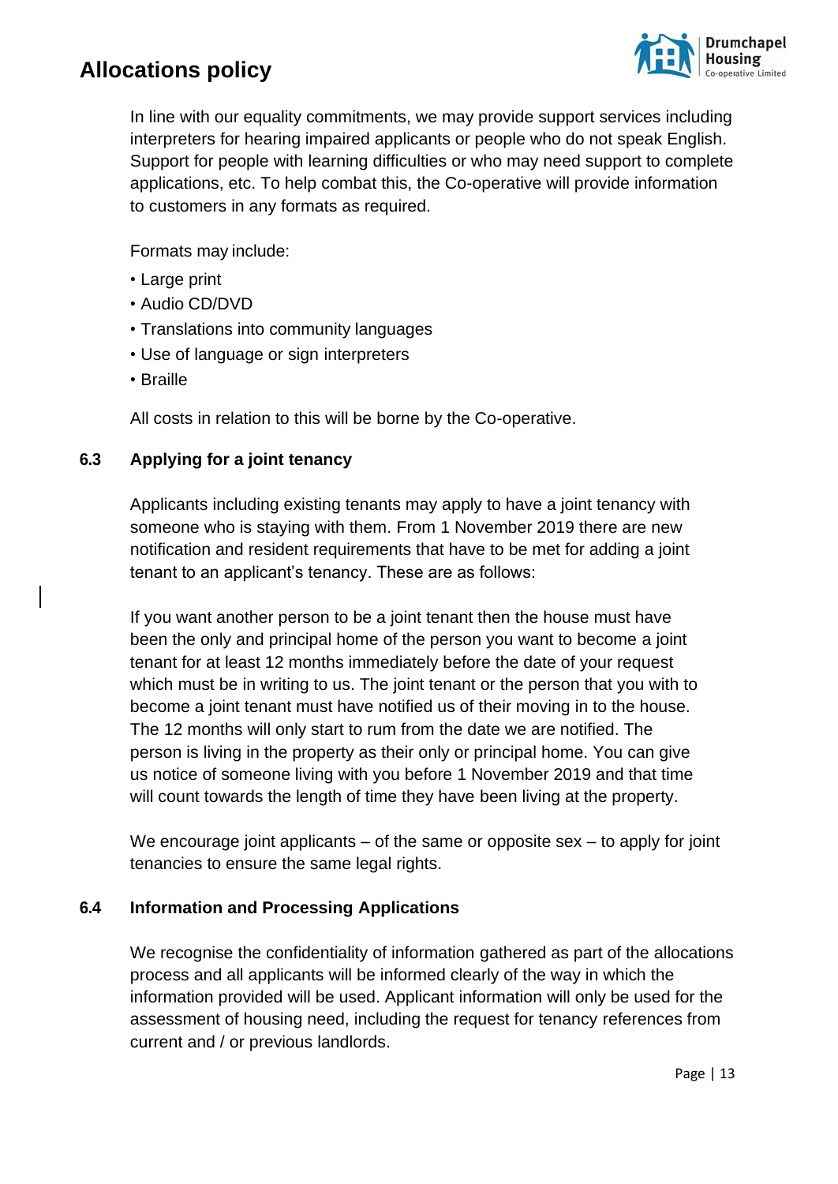In line with our equality commitments, we may provide support services including interpreters for hearing impaired applicants or people who do not speak English. Support for people with learning difficulties or who may need support to complete applications, etc. To help combat this, the Co-operative will provide information to customers in any formats as required.

Formats may include:

- Large print
- Audio CD/DVD
- Translations into community languages
- Use of language or sign interpreters
- Braille

All costs in relation to this will be borne by the Co-operative.

### 6.3 Applying for a joint tenancy

Applicants including existing tenants may apply to have a joint tenancy with someone who is staying with them. From 1 November 2019 there are new notification and resident requirements that have to be met for adding a joint tenant to an applicant's tenancy. These are as follows:

If you want another person to be a joint tenant then the house must have been the only and principal home of the person you want to become a joint tenant for at least 12 months immediately before the date of your request which must be in writing to us. The joint tenant or the person that you with to become a joint tenant must have notified us of their moving in to the house. The 12 months will only start to rum from the date we are notified. The person is living in the property as their only or principal home. You can give us notice of someone living with you before 1 November 2019 and that time will count towards the length of time they have been living at the property.

We encourage joint applicants – of the same or opposite sex – to apply for joint tenancies to ensure the same legal rights.

### 6.4 Information and Processing Applications

We recognise the confidentiality of information gathered as part of the allocations process and all applicants will be informed clearly of the way in which the information provided will be used. Applicant information will only be used for the assessment of housing need, including the request for tenancy references from current and / or previous landlords.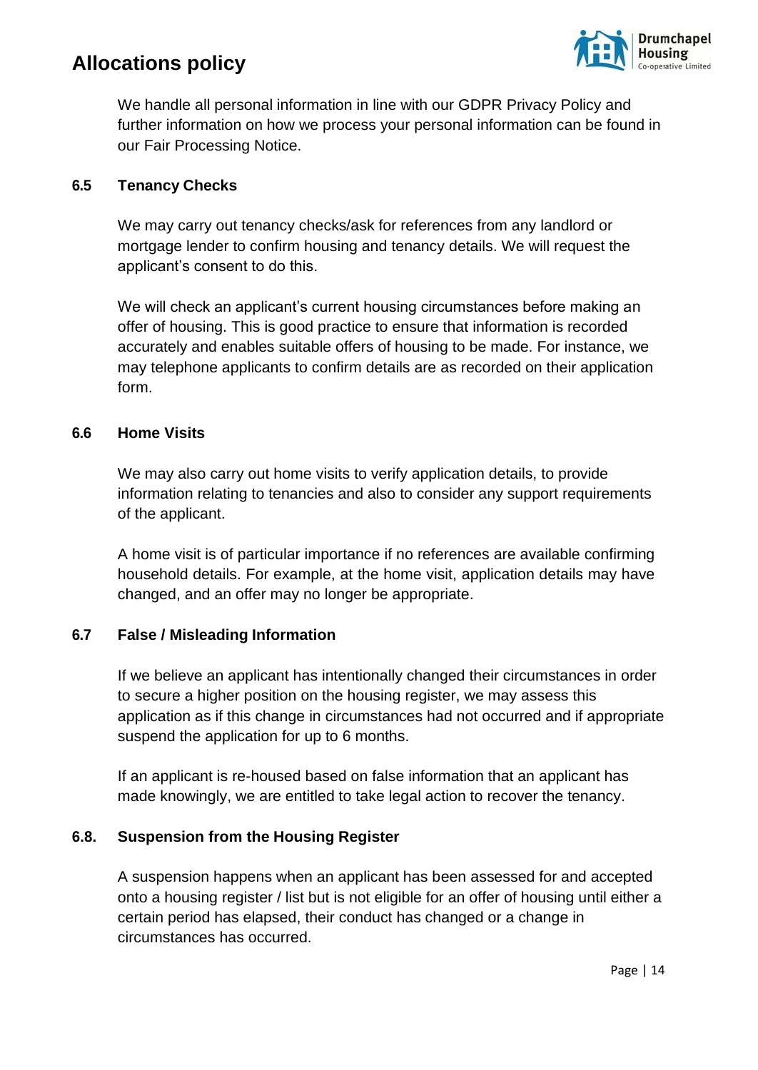We handle all personal information in line with our GDPR Privacy Policy and further information on how we process your personal information can be found in our Fair Processing Notice.

### 6.5 Tenancy Checks

We may carry out tenancy checks/ask for references from any landlord or mortgage lender to confirm housing and tenancy details. We will request the applicant's consent to do this.

We will check an applicant's current housing circumstances before making an offer of housing. This is good practice to ensure that information is recorded accurately and enables suitable offers of housing to be made. For instance, we may telephone applicants to confirm details are as recorded on their application form.

### 6.6 Home Visits

We may also carry out home visits to verify application details, to provide information relating to tenancies and also to consider any support requirements of the applicant.

A home visit is of particular importance if no references are available confirming household details. For example, at the home visit, application details may have changed, and an offer may no longer be appropriate.

### 6.7 False / Misleading Information

If we believe an applicant has intentionally changed their circumstances in order to secure a higher position on the housing register, we may assess this application as if this change in circumstances had not occurred and if appropriate suspend the application for up to 6 months.

If an applicant is re-housed based on false information that an applicant has made knowingly, we are entitled to take legal action to recover the tenancy.

### 6.8. Suspension from the Housing Register

A suspension happens when an applicant has been assessed for and accepted onto a housing register / list but is not eligible for an offer of housing until either a certain period has elapsed, their conduct has changed or a change in circumstances has occurred.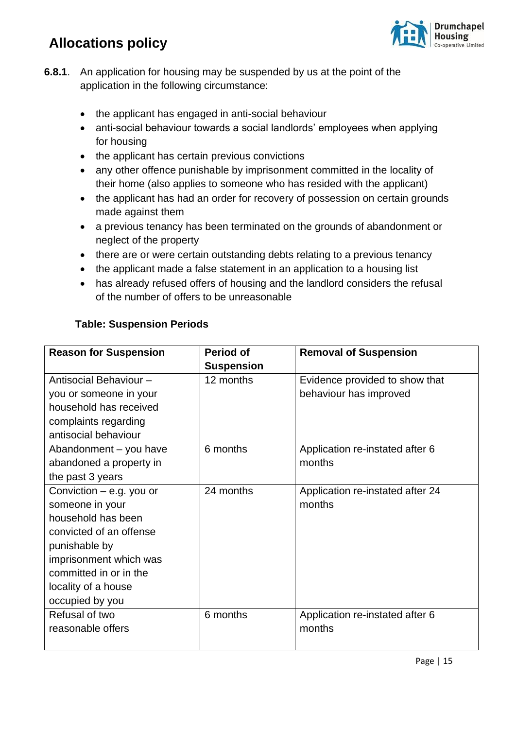**6.8.1**. An application for housing may be suspended by us at the point of the application in the following circumstance:

- the applicant has engaged in anti-social behaviour
- anti-social behaviour towards a social landlords' employees when applying for housing
- the applicant has certain previous convictions
- any other offence punishable by imprisonment committed in the locality of their home (also applies to someone who has resided with the applicant)
- the applicant has had an order for recovery of possession on certain grounds made against them
- a previous tenancy has been terminated on the grounds of abandonment or neglect of the property
- there are or were certain outstanding debts relating to a previous tenancy
- the applicant made a false statement in an application to a housing list
- has already refused offers of housing and the landlord considers the refusal of the number of offers to be unreasonable

**Table: Suspension Periods**

| Reason for Suspension | Period of Suspension | Removal of Suspension |
|---|---|---|
| Antisocial Behaviour – you or someone in your household has received complaints regarding antisocial behaviour | 12 months | Evidence provided to show that behaviour has improved |
| Abandonment – you have abandoned a property in the past 3 years | 6 months | Application re-instated after 6 months |
| Conviction – e.g. you or someone in your household has been convicted of an offense punishable by imprisonment which was committed in or in the locality of a house occupied by you | 24 months | Application re-instated after 24 months |
| Refusal of two reasonable offers | 6 months | Application re-instated after 6 months |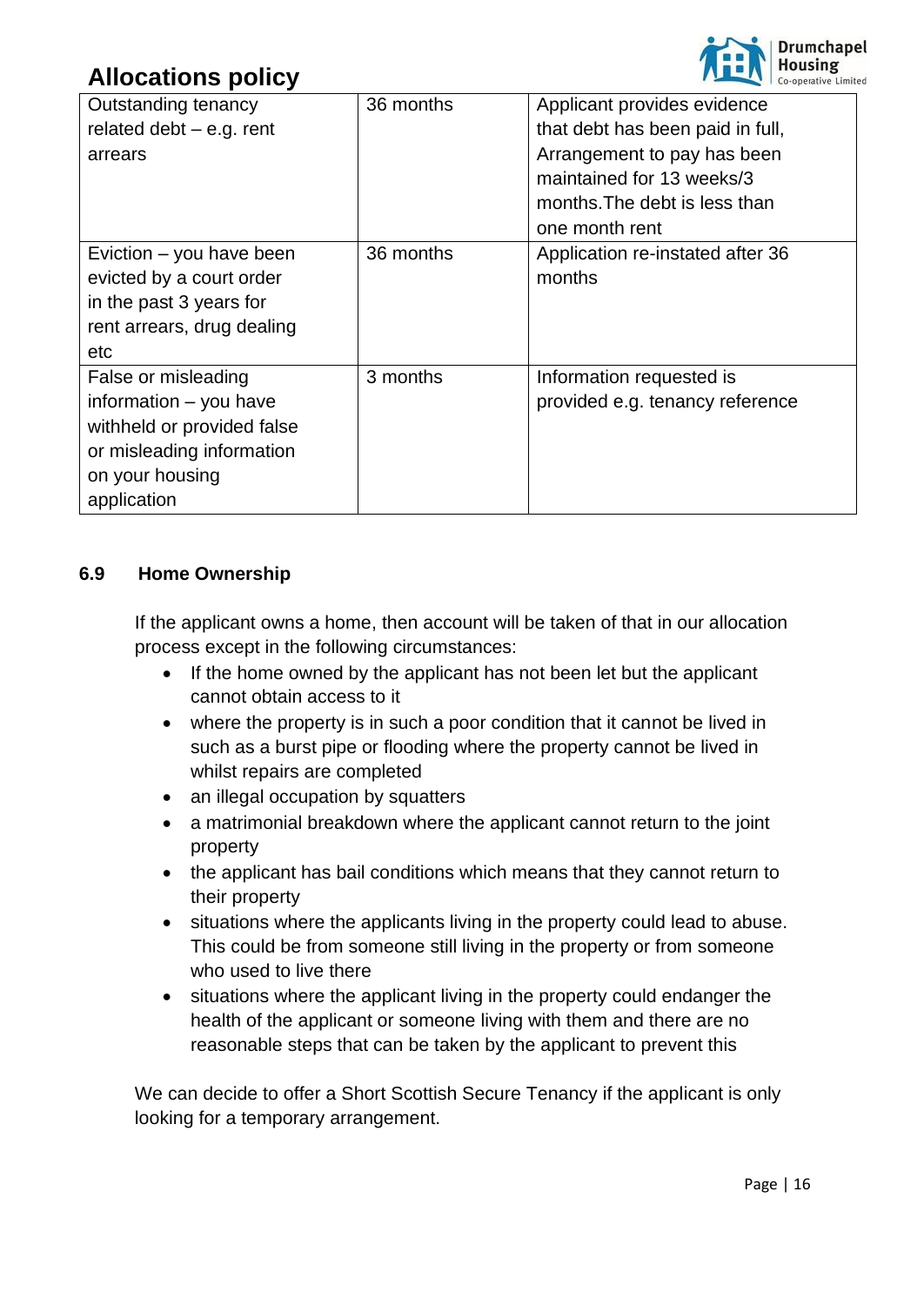| Outstanding tenancy related debt – e.g. rent arrears | 36 months | Applicant provides evidence that debt has been paid in full, Arrangement to pay has been maintained for 13 weeks/3 months.The debt is less than one month rent |
|---|---|---|
| Eviction – you have been evicted by a court order in the past 3 years for rent arrears, drug dealing etc | 36 months | Application re-instated after 36 months |
| False or misleading information – you have withheld or provided false or misleading information on your housing application | 3 months | Information requested is provided e.g. tenancy reference |

### 6.9 Home Ownership

If the applicant owns a home, then account will be taken of that in our allocation process except in the following circumstances:

- If the home owned by the applicant has not been let but the applicant cannot obtain access to it
- where the property is in such a poor condition that it cannot be lived in such as a burst pipe or flooding where the property cannot be lived in whilst repairs are completed
- an illegal occupation by squatters
- a matrimonial breakdown where the applicant cannot return to the joint property
- the applicant has bail conditions which means that they cannot return to their property
- situations where the applicants living in the property could lead to abuse. This could be from someone still living in the property or from someone who used to live there
- situations where the applicant living in the property could endanger the health of the applicant or someone living with them and there are no reasonable steps that can be taken by the applicant to prevent this

We can decide to offer a Short Scottish Secure Tenancy if the applicant is only looking for a temporary arrangement.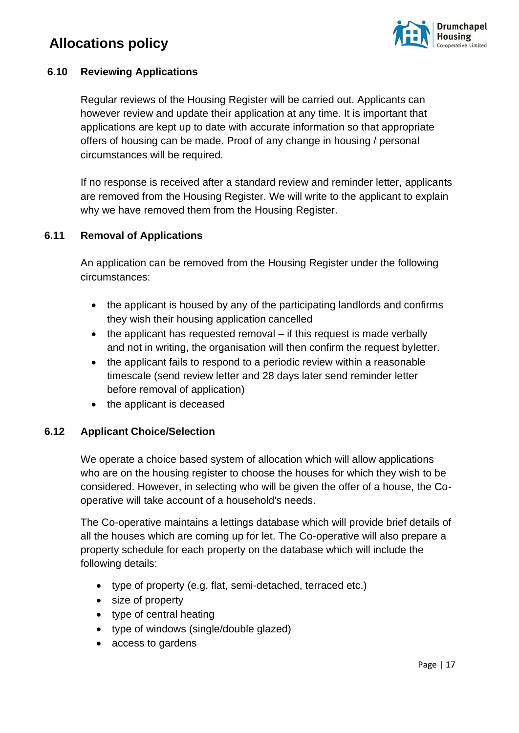### 6.10 Reviewing Applications

Regular reviews of the Housing Register will be carried out. Applicants can however review and update their application at any time. It is important that applications are kept up to date with accurate information so that appropriate offers of housing can be made. Proof of any change in housing / personal circumstances will be required.

If no response is received after a standard review and reminder letter, applicants are removed from the Housing Register. We will write to the applicant to explain why we have removed them from the Housing Register.

### 6.11 Removal of Applications

An application can be removed from the Housing Register under the following circumstances:

- the applicant is housed by any of the participating landlords and confirms they wish their housing application cancelled
- the applicant has requested removal – if this request is made verbally and not in writing, the organisation will then confirm the request byletter.
- the applicant fails to respond to a periodic review within a reasonable timescale (send review letter and 28 days later send reminder letter before removal of application)
- the applicant is deceased

### 6.12 Applicant Choice/Selection

We operate a choice based system of allocation which will allow applications who are on the housing register to choose the houses for which they wish to be considered. However, in selecting who will be given the offer of a house, the Co-operative will take account of a household's needs.

The Co-operative maintains a lettings database which will provide brief details of all the houses which are coming up for let. The Co-operative will also prepare a property schedule for each property on the database which will include the following details:

- type of property (e.g. flat, semi-detached, terraced etc.)
- size of property
- type of central heating
- type of windows (single/double glazed)
- access to gardens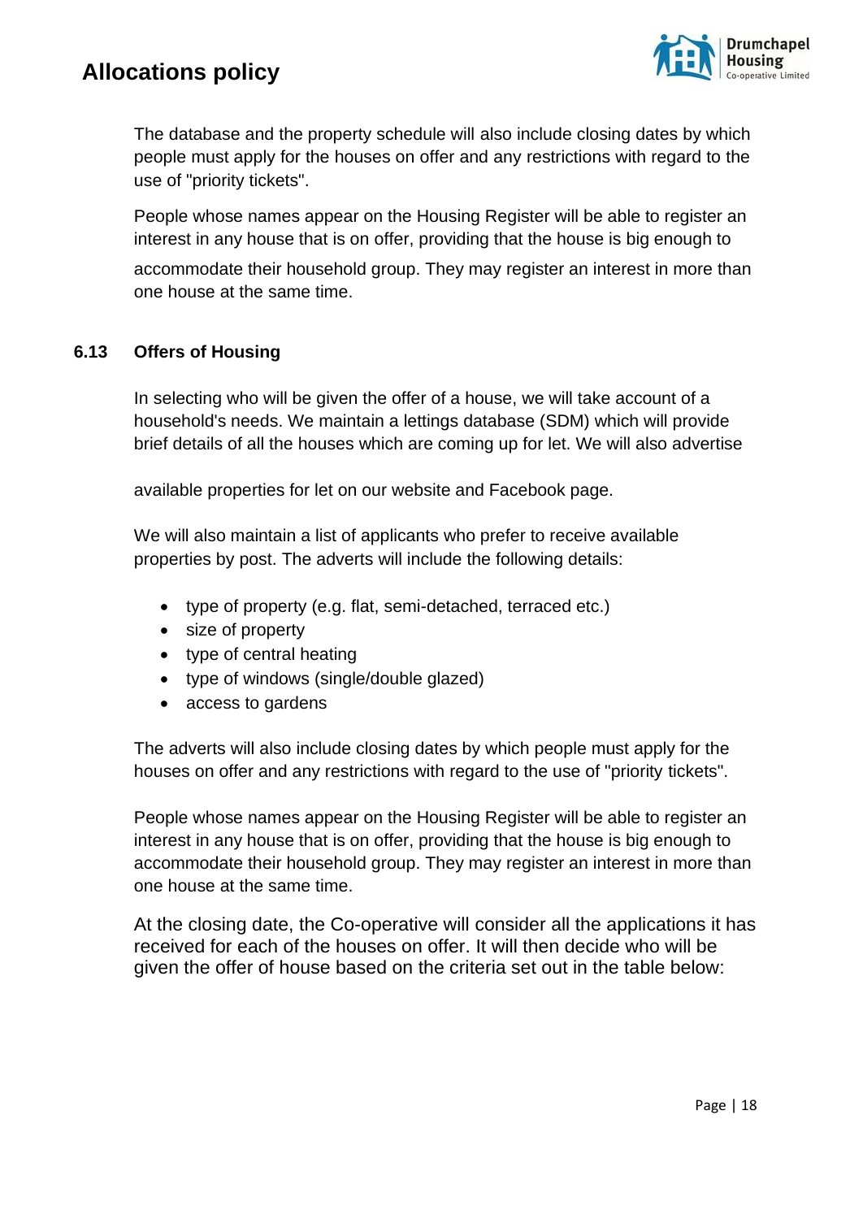The database and the property schedule will also include closing dates by which people must apply for the houses on offer and any restrictions with regard to the use of "priority tickets".

People whose names appear on the Housing Register will be able to register an interest in any house that is on offer, providing that the house is big enough to accommodate their household group. They may register an interest in more than one house at the same time.

### 6.13 Offers of Housing

In selecting who will be given the offer of a house, we will take account of a household's needs. We maintain a lettings database (SDM) which will provide brief details of all the houses which are coming up for let. We will also advertise available properties for let on our website and Facebook page.

We will also maintain a list of applicants who prefer to receive available properties by post. The adverts will include the following details:

- type of property (e.g. flat, semi-detached, terraced etc.)
- size of property
- type of central heating
- type of windows (single/double glazed)
- access to gardens

The adverts will also include closing dates by which people must apply for the houses on offer and any restrictions with regard to the use of "priority tickets".

People whose names appear on the Housing Register will be able to register an interest in any house that is on offer, providing that the house is big enough to accommodate their household group. They may register an interest in more than one house at the same time.

At the closing date, the Co-operative will consider all the applications it has received for each of the houses on offer. It will then decide who will be given the offer of house based on the criteria set out in the table below: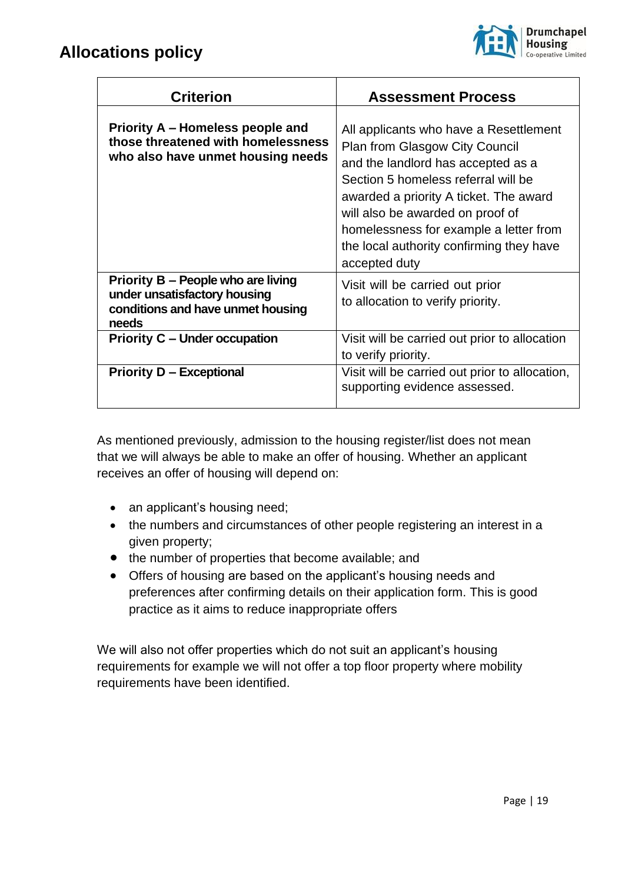| Criterion | Assessment Process |
|---|---|
| **Priority A – Homeless people and those threatened with homelessness who also have unmet housing needs** | All applicants who have a Resettlement Plan from Glasgow City Council and the landlord has accepted as a Section 5 homeless referral will be awarded a priority A ticket. The award will also be awarded on proof of homelessness for example a letter from the local authority confirming they have accepted duty |
| **Priority B – People who are living under unsatisfactory housing conditions and have unmet housing needs** | Visit will be carried out prior to allocation to verify priority. |
| **Priority C – Under occupation** | Visit will be carried out prior to allocation to verify priority. |
| **Priority D – Exceptional** | Visit will be carried out prior to allocation, supporting evidence assessed. |

As mentioned previously, admission to the housing register/list does not mean that we will always be able to make an offer of housing. Whether an applicant receives an offer of housing will depend on:

- an applicant's housing need;
- the numbers and circumstances of other people registering an interest in a given property;
- the number of properties that become available; and
- Offers of housing are based on the applicant's housing needs and preferences after confirming details on their application form. This is good practice as it aims to reduce inappropriate offers

We will also not offer properties which do not suit an applicant's housing requirements for example we will not offer a top floor property where mobility requirements have been identified.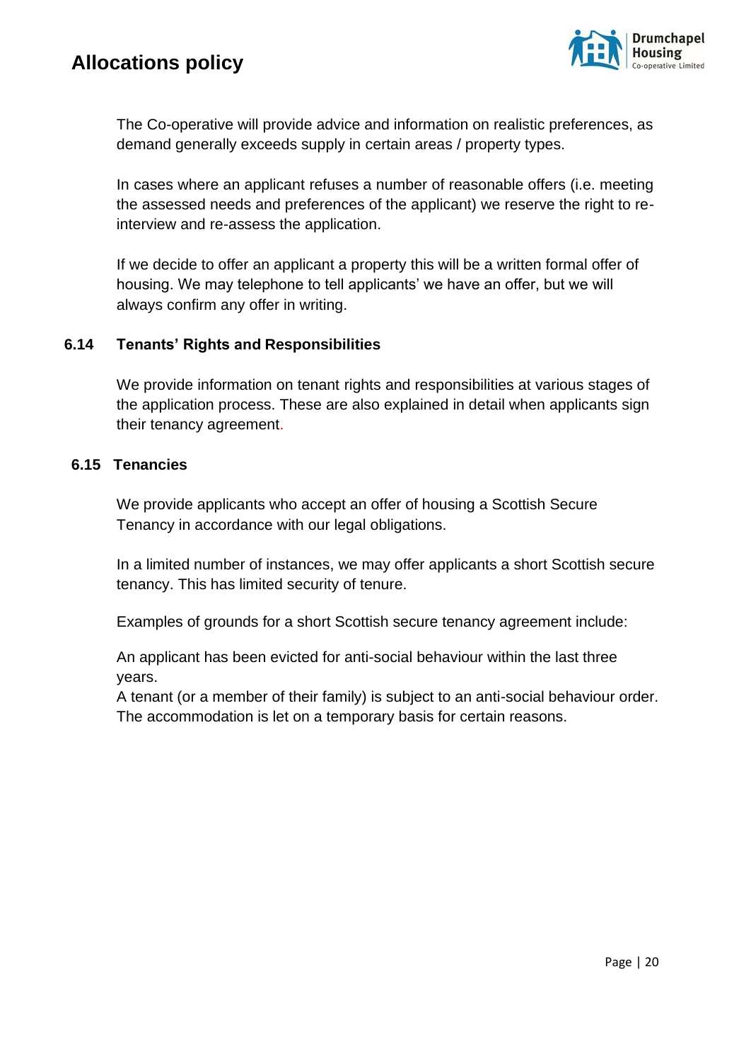The Co-operative will provide advice and information on realistic preferences, as demand generally exceeds supply in certain areas / property types.

In cases where an applicant refuses a number of reasonable offers (i.e. meeting the assessed needs and preferences of the applicant) we reserve the right to re-interview and re-assess the application.

If we decide to offer an applicant a property this will be a written formal offer of housing. We may telephone to tell applicants' we have an offer, but we will always confirm any offer in writing.

### 6.14 Tenants' Rights and Responsibilities

We provide information on tenant rights and responsibilities at various stages of the application process. These are also explained in detail when applicants sign their tenancy agreement.

### 6.15 Tenancies

We provide applicants who accept an offer of housing a Scottish Secure Tenancy in accordance with our legal obligations.

In a limited number of instances, we may offer applicants a short Scottish secure tenancy. This has limited security of tenure.

Examples of grounds for a short Scottish secure tenancy agreement include:

An applicant has been evicted for anti-social behaviour within the last three years.
A tenant (or a member of their family) is subject to an anti-social behaviour order.
The accommodation is let on a temporary basis for certain reasons.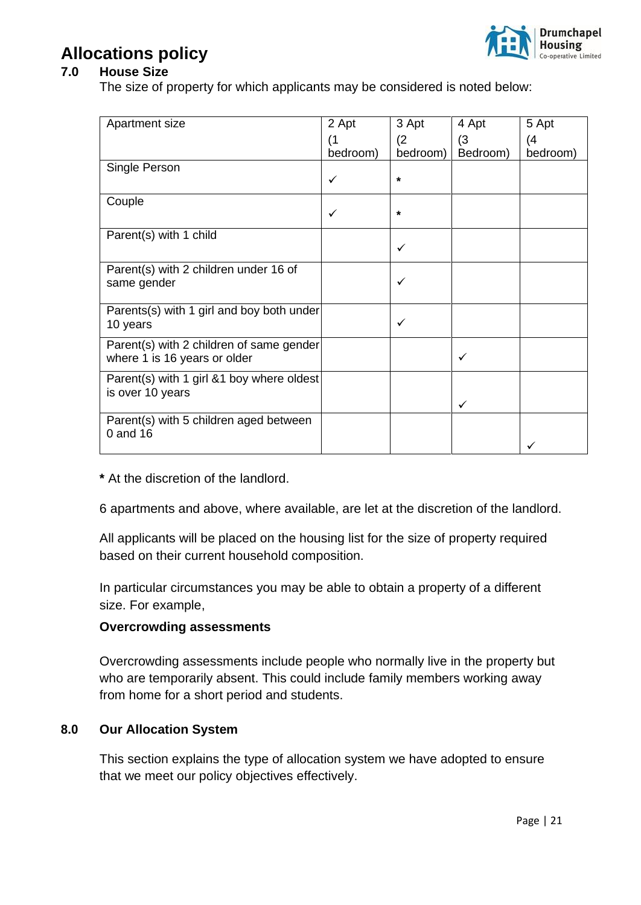# Allocations policy

## 7.0 House Size

The size of property for which applicants may be considered is noted below:

| Apartment size | 2 Apt (1 bedroom) | 3 Apt (2 bedroom) | 4 Apt (3 Bedroom) | 5 Apt (4 bedroom) |
|---|---|---|---|---|
| Single Person | ✓ | * | | |
| Couple | ✓ | * | | |
| Parent(s) with 1 child | | ✓ | | |
| Parent(s) with 2 children under 16 of same gender | | ✓ | | |
| Parents(s) with 1 girl and boy both under 10 years | | ✓ | | |
| Parent(s) with 2 children of same gender where 1 is 16 years or older | | | ✓ | |
| Parent(s) with 1 girl &1 boy where oldest is over 10 years | | | ✓ | |
| Parent(s) with 5 children aged between 0 and 16 | | | | ✓ |

**\*** At the discretion of the landlord.

6 apartments and above, where available, are let at the discretion of the landlord.

All applicants will be placed on the housing list for the size of property required based on their current household composition.

In particular circumstances you may be able to obtain a property of a different size. For example,

**Overcrowding assessments**

Overcrowding assessments include people who normally live in the property but who are temporarily absent. This could include family members working away from home for a short period and students.

## 8.0 Our Allocation System

This section explains the type of allocation system we have adopted to ensure that we meet our policy objectives effectively.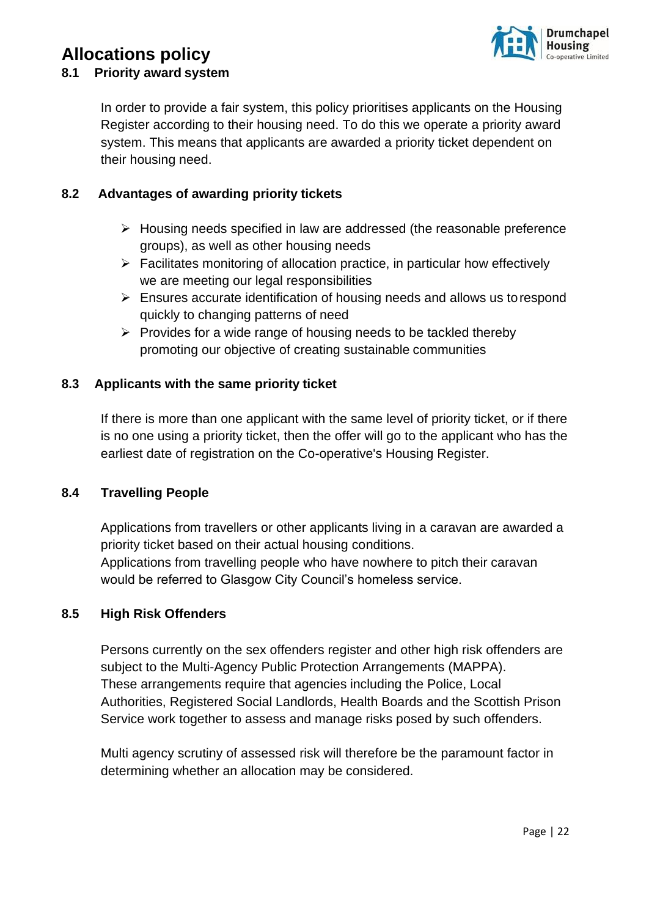# Allocations policy

## 8.1 Priority award system

In order to provide a fair system, this policy prioritises applicants on the Housing Register according to their housing need. To do this we operate a priority award system. This means that applicants are awarded a priority ticket dependent on their housing need.

## 8.2 Advantages of awarding priority tickets

- Housing needs specified in law are addressed (the reasonable preference groups), as well as other housing needs
- Facilitates monitoring of allocation practice, in particular how effectively we are meeting our legal responsibilities
- Ensures accurate identification of housing needs and allows us to respond quickly to changing patterns of need
- Provides for a wide range of housing needs to be tackled thereby promoting our objective of creating sustainable communities

## 8.3 Applicants with the same priority ticket

If there is more than one applicant with the same level of priority ticket, or if there is no one using a priority ticket, then the offer will go to the applicant who has the earliest date of registration on the Co-operative's Housing Register.

## 8.4 Travelling People

Applications from travellers or other applicants living in a caravan are awarded a priority ticket based on their actual housing conditions.
Applications from travelling people who have nowhere to pitch their caravan would be referred to Glasgow City Council's homeless service.

## 8.5 High Risk Offenders

Persons currently on the sex offenders register and other high risk offenders are subject to the Multi-Agency Public Protection Arrangements (MAPPA).
These arrangements require that agencies including the Police, Local Authorities, Registered Social Landlords, Health Boards and the Scottish Prison Service work together to assess and manage risks posed by such offenders.

Multi agency scrutiny of assessed risk will therefore be the paramount factor in determining whether an allocation may be considered.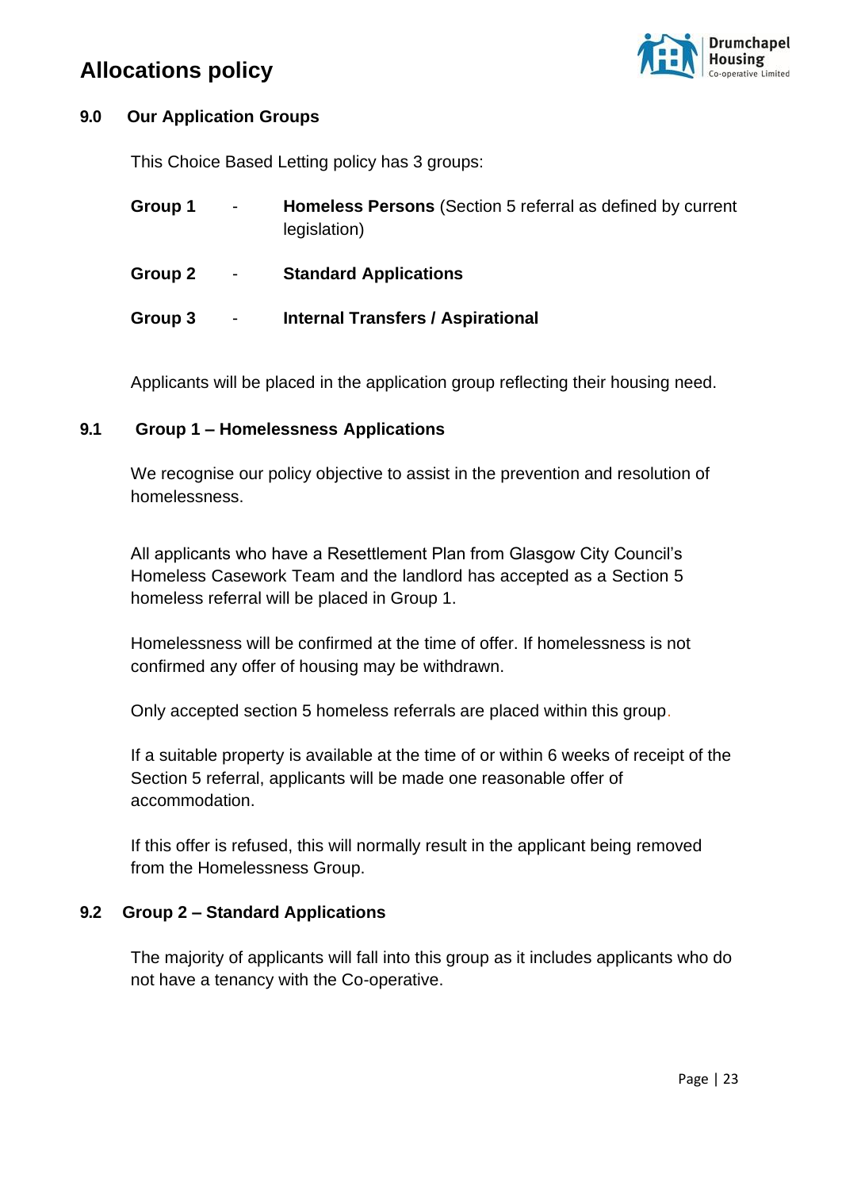## 9.0 Our Application Groups

This Choice Based Letting policy has 3 groups:

- **Group 1** - **Homeless Persons** (Section 5 referral as defined by current legislation)
- **Group 2** - **Standard Applications**
- **Group 3** - **Internal Transfers / Aspirational**

Applicants will be placed in the application group reflecting their housing need.

### 9.1 Group 1 – Homelessness Applications

We recognise our policy objective to assist in the prevention and resolution of homelessness.

All applicants who have a Resettlement Plan from Glasgow City Council's Homeless Casework Team and the landlord has accepted as a Section 5 homeless referral will be placed in Group 1.

Homelessness will be confirmed at the time of offer. If homelessness is not confirmed any offer of housing may be withdrawn.

Only accepted section 5 homeless referrals are placed within this group.

If a suitable property is available at the time of or within 6 weeks of receipt of the Section 5 referral, applicants will be made one reasonable offer of accommodation.

If this offer is refused, this will normally result in the applicant being removed from the Homelessness Group.

### 9.2 Group 2 – Standard Applications

The majority of applicants will fall into this group as it includes applicants who do not have a tenancy with the Co-operative.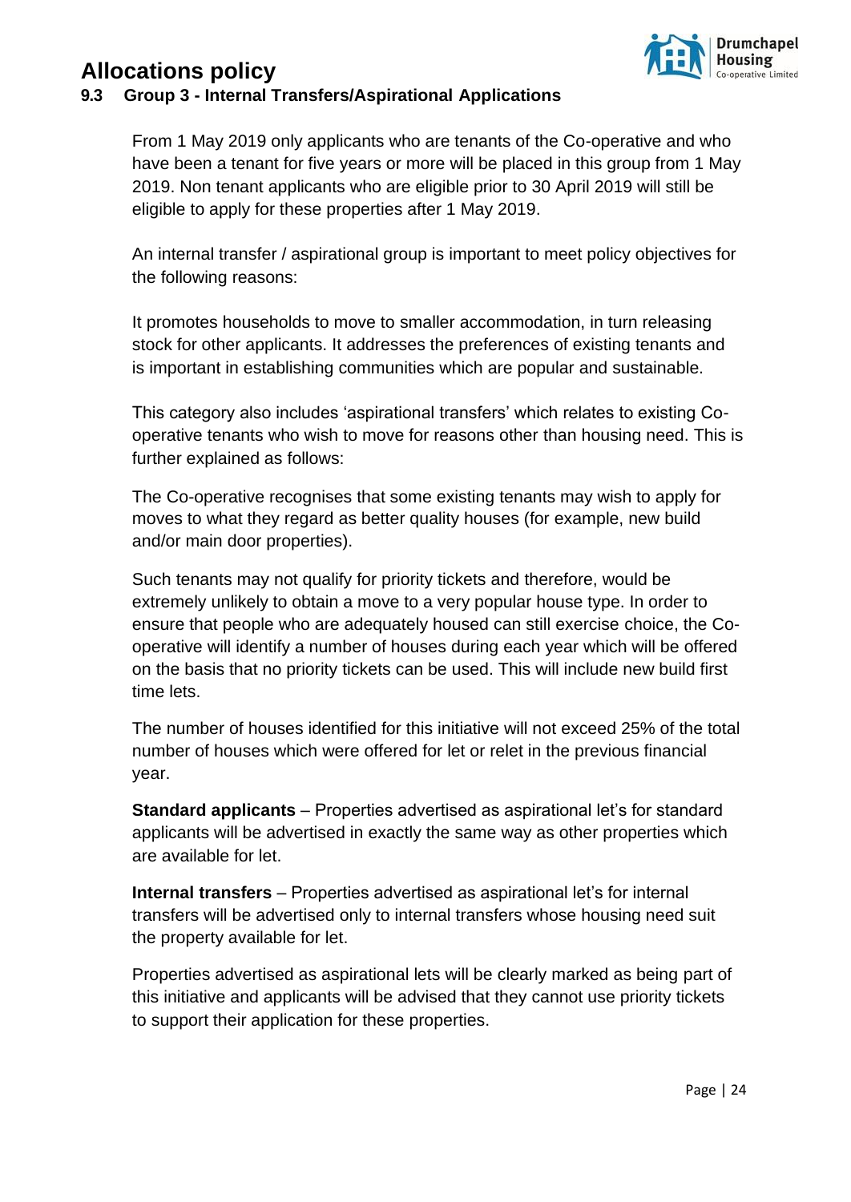# Allocations policy

## 9.3 Group 3 - Internal Transfers/Aspirational Applications

From 1 May 2019 only applicants who are tenants of the Co-operative and who have been a tenant for five years or more will be placed in this group from 1 May 2019. Non tenant applicants who are eligible prior to 30 April 2019 will still be eligible to apply for these properties after 1 May 2019.

An internal transfer / aspirational group is important to meet policy objectives for the following reasons:

It promotes households to move to smaller accommodation, in turn releasing stock for other applicants. It addresses the preferences of existing tenants and is important in establishing communities which are popular and sustainable.

This category also includes 'aspirational transfers' which relates to existing Co-operative tenants who wish to move for reasons other than housing need. This is further explained as follows:

The Co-operative recognises that some existing tenants may wish to apply for moves to what they regard as better quality houses (for example, new build and/or main door properties).

Such tenants may not qualify for priority tickets and therefore, would be extremely unlikely to obtain a move to a very popular house type. In order to ensure that people who are adequately housed can still exercise choice, the Co-operative will identify a number of houses during each year which will be offered on the basis that no priority tickets can be used. This will include new build first time lets.

The number of houses identified for this initiative will not exceed 25% of the total number of houses which were offered for let or relet in the previous financial year.

**Standard applicants** – Properties advertised as aspirational let's for standard applicants will be advertised in exactly the same way as other properties which are available for let.

**Internal transfers** – Properties advertised as aspirational let's for internal transfers will be advertised only to internal transfers whose housing need suit the property available for let.

Properties advertised as aspirational lets will be clearly marked as being part of this initiative and applicants will be advised that they cannot use priority tickets to support their application for these properties.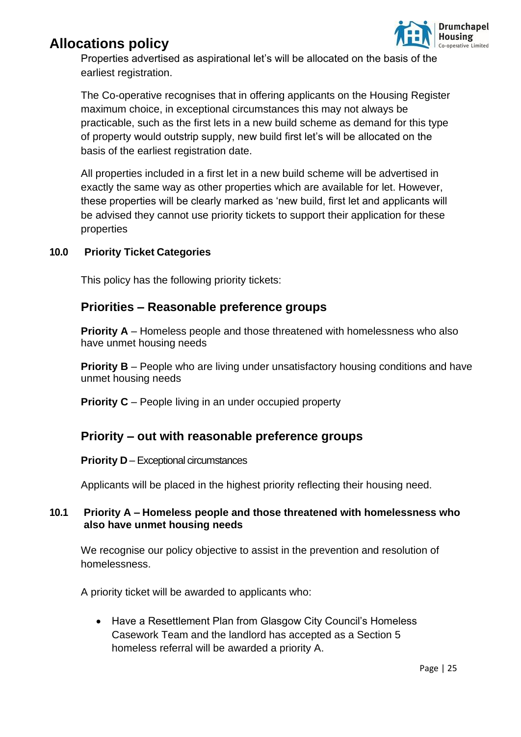Properties advertised as aspirational let's will be allocated on the basis of the earliest registration.

The Co-operative recognises that in offering applicants on the Housing Register maximum choice, in exceptional circumstances this may not always be practicable, such as the first lets in a new build scheme as demand for this type of property would outstrip supply, new build first let's will be allocated on the basis of the earliest registration date.

All properties included in a first let in a new build scheme will be advertised in exactly the same way as other properties which are available for let. However, these properties will be clearly marked as 'new build, first let and applicants will be advised they cannot use priority tickets to support their application for these properties

## 10.0 Priority Ticket Categories

This policy has the following priority tickets:

### Priorities – Reasonable preference groups

**Priority A** – Homeless people and those threatened with homelessness who also have unmet housing needs

**Priority B** – People who are living under unsatisfactory housing conditions and have unmet housing needs

**Priority C** – People living in an under occupied property

### Priority – out with reasonable preference groups

**Priority D** – Exceptional circumstances

Applicants will be placed in the highest priority reflecting their housing need.

## 10.1 Priority A – Homeless people and those threatened with homelessness who also have unmet housing needs

We recognise our policy objective to assist in the prevention and resolution of homelessness.

A priority ticket will be awarded to applicants who:

- Have a Resettlement Plan from Glasgow City Council's Homeless Casework Team and the landlord has accepted as a Section 5 homeless referral will be awarded a priority A.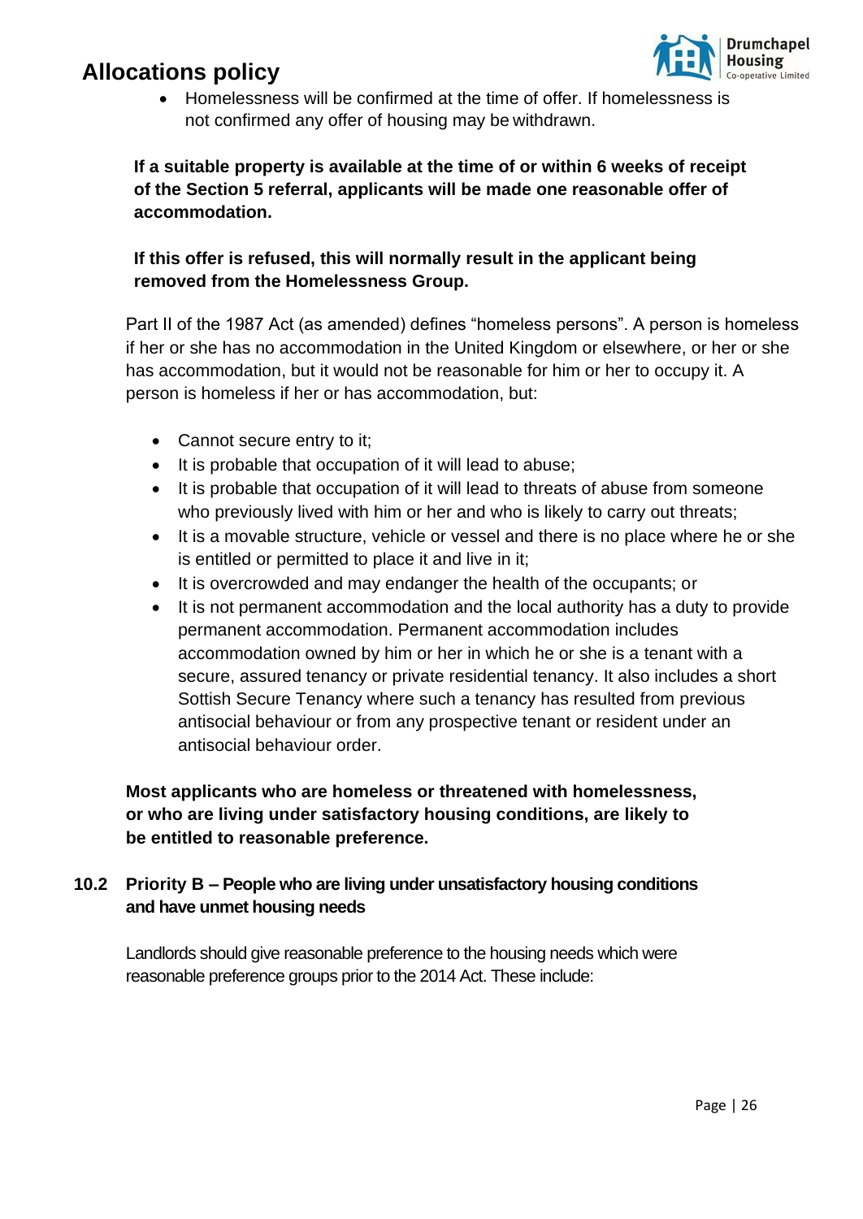- Homelessness will be confirmed at the time of offer. If homelessness is not confirmed any offer of housing may be withdrawn.

**If a suitable property is available at the time of or within 6 weeks of receipt of the Section 5 referral, applicants will be made one reasonable offer of accommodation.**

**If this offer is refused, this will normally result in the applicant being removed from the Homelessness Group.**

Part II of the 1987 Act (as amended) defines "homeless persons". A person is homeless if her or she has no accommodation in the United Kingdom or elsewhere, or her or she has accommodation, but it would not be reasonable for him or her to occupy it. A person is homeless if her or has accommodation, but:

- Cannot secure entry to it;
- It is probable that occupation of it will lead to abuse;
- It is probable that occupation of it will lead to threats of abuse from someone who previously lived with him or her and who is likely to carry out threats;
- It is a movable structure, vehicle or vessel and there is no place where he or she is entitled or permitted to place it and live in it;
- It is overcrowded and may endanger the health of the occupants; or
- It is not permanent accommodation and the local authority has a duty to provide permanent accommodation. Permanent accommodation includes accommodation owned by him or her in which he or she is a tenant with a secure, assured tenancy or private residential tenancy. It also includes a short Sottish Secure Tenancy where such a tenancy has resulted from previous antisocial behaviour or from any prospective tenant or resident under an antisocial behaviour order.

**Most applicants who are homeless or threatened with homelessness, or who are living under satisfactory housing conditions, are likely to be entitled to reasonable preference.**

### 10.2 Priority B – People who are living under unsatisfactory housing conditions and have unmet housing needs

Landlords should give reasonable preference to the housing needs which were reasonable preference groups prior to the 2014 Act. These include: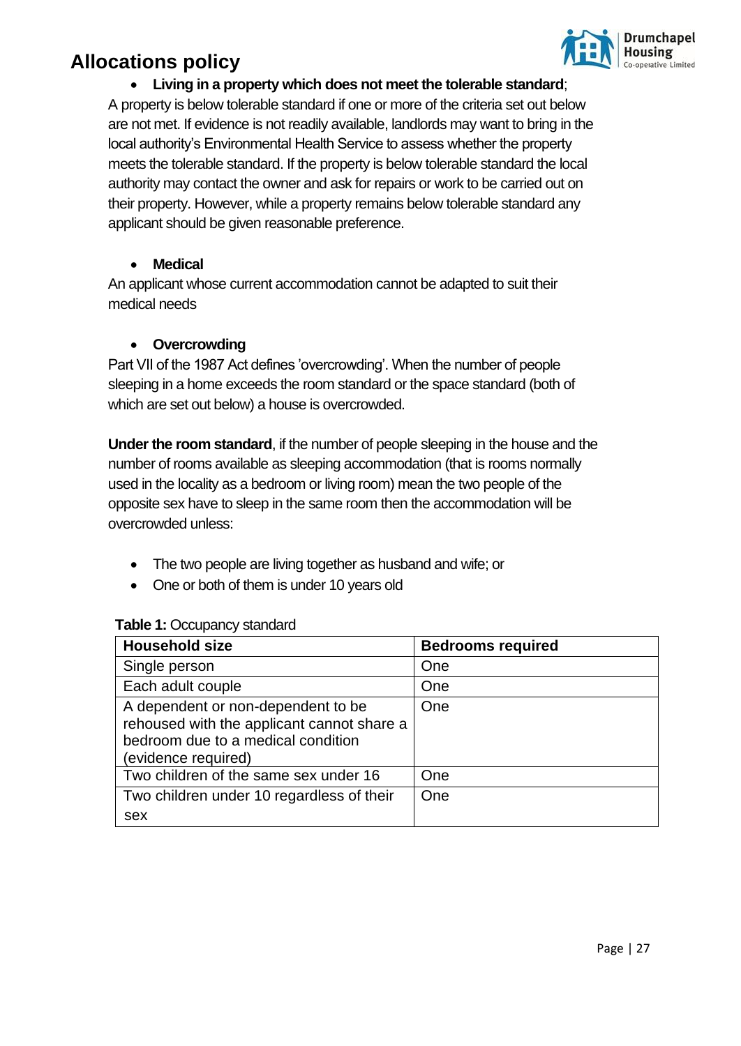## Allocations policy

- **Living in a property which does not meet the tolerable standard**;

A property is below tolerable standard if one or more of the criteria set out below are not met. If evidence is not readily available, landlords may want to bring in the local authority's Environmental Health Service to assess whether the property meets the tolerable standard. If the property is below tolerable standard the local authority may contact the owner and ask for repairs or work to be carried out on their property. However, while a property remains below tolerable standard any applicant should be given reasonable preference.

- **Medical**

An applicant whose current accommodation cannot be adapted to suit their medical needs

- **Overcrowding**

Part VII of the 1987 Act defines 'overcrowding'. When the number of people sleeping in a home exceeds the room standard or the space standard (both of which are set out below) a house is overcrowded.

**Under the room standard**, if the number of people sleeping in the house and the number of rooms available as sleeping accommodation (that is rooms normally used in the locality as a bedroom or living room) mean the two people of the opposite sex have to sleep in the same room then the accommodation will be overcrowded unless:

- The two people are living together as husband and wife; or
- One or both of them is under 10 years old

**Table 1:** Occupancy standard

| Household size | Bedrooms required |
|---|---|
| Single person | One |
| Each adult couple | One |
| A dependent or non-dependent to be rehoused with the applicant cannot share a bedroom due to a medical condition (evidence required) | One |
| Two children of the same sex under 16 | One |
| Two children under 10 regardless of their sex | One |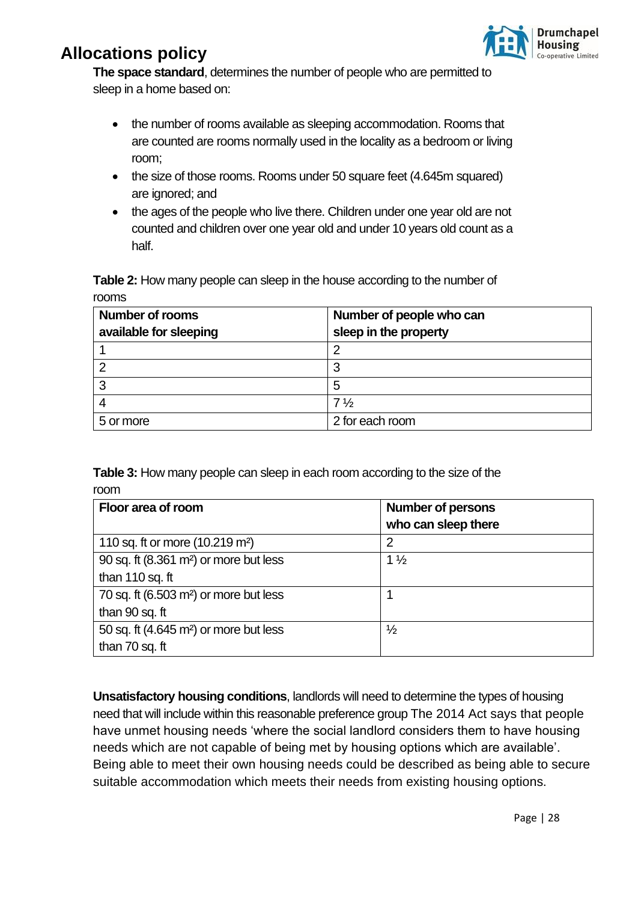# Allocations policy

**The space standard**, determines the number of people who are permitted to sleep in a home based on:

- the number of rooms available as sleeping accommodation. Rooms that are counted are rooms normally used in the locality as a bedroom or living room;
- the size of those rooms. Rooms under 50 square feet (4.645m squared) are ignored; and
- the ages of the people who live there. Children under one year old are not counted and children over one year old and under 10 years old count as a half.

**Table 2:** How many people can sleep in the house according to the number of rooms

| Number of rooms available for sleeping | Number of people who can sleep in the property |
|---|---|
| 1 | 2 |
| 2 | 3 |
| 3 | 5 |
| 4 | 7 ½ |
| 5 or more | 2 for each room |

**Table 3:** How many people can sleep in each room according to the size of the room

| Floor area of room | Number of persons who can sleep there |
|---|---|
| 110 sq. ft or more (10.219 m²) | 2 |
| 90 sq. ft (8.361 m²) or more but less than 110 sq. ft | 1 ½ |
| 70 sq. ft (6.503 m²) or more but less than 90 sq. ft | 1 |
| 50 sq. ft (4.645 m²) or more but less than 70 sq. ft | ½ |

**Unsatisfactory housing conditions**, landlords will need to determine the types of housing need that will include within this reasonable preference group The 2014 Act says that people have unmet housing needs 'where the social landlord considers them to have housing needs which are not capable of being met by housing options which are available'. Being able to meet their own housing needs could be described as being able to secure suitable accommodation which meets their needs from existing housing options.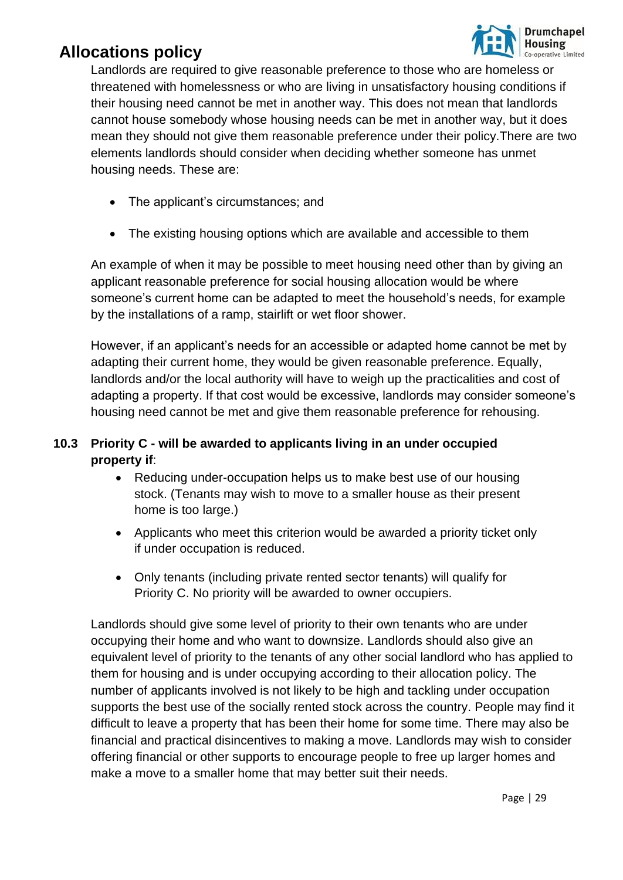Landlords are required to give reasonable preference to those who are homeless or threatened with homelessness or who are living in unsatisfactory housing conditions if their housing need cannot be met in another way. This does not mean that landlords cannot house somebody whose housing needs can be met in another way, but it does mean they should not give them reasonable preference under their policy.There are two elements landlords should consider when deciding whether someone has unmet housing needs. These are:

- The applicant's circumstances; and
- The existing housing options which are available and accessible to them

An example of when it may be possible to meet housing need other than by giving an applicant reasonable preference for social housing allocation would be where someone's current home can be adapted to meet the household's needs, for example by the installations of a ramp, stairlift or wet floor shower.

However, if an applicant's needs for an accessible or adapted home cannot be met by adapting their current home, they would be given reasonable preference. Equally, landlords and/or the local authority will have to weigh up the practicalities and cost of adapting a property. If that cost would be excessive, landlords may consider someone's housing need cannot be met and give them reasonable preference for rehousing.

### 10.3 Priority C - will be awarded to applicants living in an under occupied property if:

- Reducing under-occupation helps us to make best use of our housing stock. (Tenants may wish to move to a smaller house as their present home is too large.)
- Applicants who meet this criterion would be awarded a priority ticket only if under occupation is reduced.
- Only tenants (including private rented sector tenants) will qualify for Priority C. No priority will be awarded to owner occupiers.

Landlords should give some level of priority to their own tenants who are under occupying their home and who want to downsize. Landlords should also give an equivalent level of priority to the tenants of any other social landlord who has applied to them for housing and is under occupying according to their allocation policy. The number of applicants involved is not likely to be high and tackling under occupation supports the best use of the socially rented stock across the country. People may find it difficult to leave a property that has been their home for some time. There may also be financial and practical disincentives to making a move. Landlords may wish to consider offering financial or other supports to encourage people to free up larger homes and make a move to a smaller home that may better suit their needs.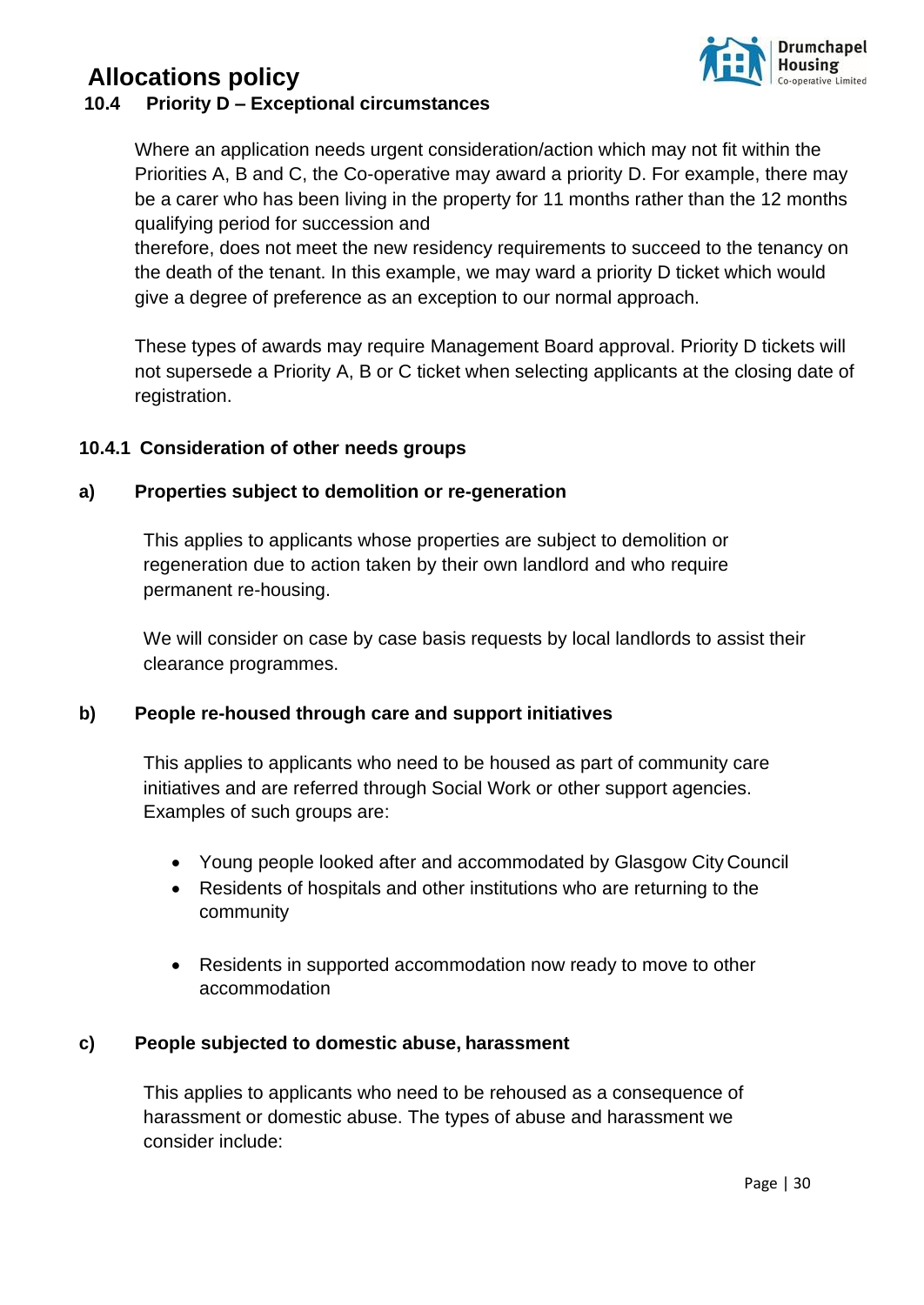# Allocations policy

### 10.4 Priority D – Exceptional circumstances

Where an application needs urgent consideration/action which may not fit within the Priorities A, B and C, the Co-operative may award a priority D. For example, there may be a carer who has been living in the property for 11 months rather than the 12 months qualifying period for succession and
therefore, does not meet the new residency requirements to succeed to the tenancy on the death of the tenant. In this example, we ward a priority D ticket which would give a degree of preference as an exception to our normal approach.

These types of awards may require Management Board approval. Priority D tickets will not supersede a Priority A, B or C ticket when selecting applicants at the closing date of registration.

#### 10.4.1 Consideration of other needs groups

**a) Properties subject to demolition or re-generation**

This applies to applicants whose properties are subject to demolition or regeneration due to action taken by their own landlord and who require permanent re-housing.

We will consider on case by case basis requests by local landlords to assist their clearance programmes.

**b) People re-housed through care and support initiatives**

This applies to applicants who need to be housed as part of community care initiatives and are referred through Social Work or other support agencies. Examples of such groups are:

- Young people looked after and accommodated by Glasgow City Council
- Residents of hospitals and other institutions who are returning to the community
- Residents in supported accommodation now ready to move to other accommodation

**c) People subjected to domestic abuse, harassment**

This applies to applicants who need to be rehoused as a consequence of harassment or domestic abuse. The types of abuse and harassment we consider include: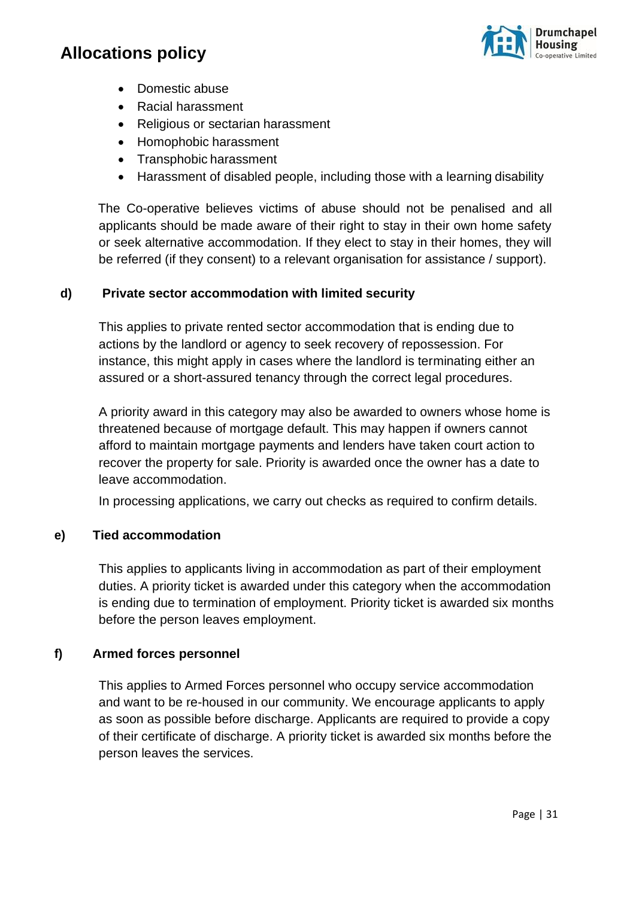- Domestic abuse
- Racial harassment
- Religious or sectarian harassment
- Homophobic harassment
- Transphobic harassment
- Harassment of disabled people, including those with a learning disability

The Co-operative believes victims of abuse should not be penalised and all applicants should be made aware of their right to stay in their own home safety or seek alternative accommodation. If they elect to stay in their homes, they will be referred (if they consent) to a relevant organisation for assistance / support).

**d) Private sector accommodation with limited security**

This applies to private rented sector accommodation that is ending due to actions by the landlord or agency to seek recovery of repossession. For instance, this might apply in cases where the landlord is terminating either an assured or a short-assured tenancy through the correct legal procedures.

A priority award in this category may also be awarded to owners whose home is threatened because of mortgage default. This may happen if owners cannot afford to maintain mortgage payments and lenders have taken court action to recover the property for sale. Priority is awarded once the owner has a date to leave accommodation.

In processing applications, we carry out checks as required to confirm details.

**e) Tied accommodation**

This applies to applicants living in accommodation as part of their employment duties. A priority ticket is awarded under this category when the accommodation is ending due to termination of employment. Priority ticket is awarded six months before the person leaves employment.

**f) Armed forces personnel**

This applies to Armed Forces personnel who occupy service accommodation and want to be re-housed in our community. We encourage applicants to apply as soon as possible before discharge. Applicants are required to provide a copy of their certificate of discharge. A priority ticket is awarded six months before the person leaves the services.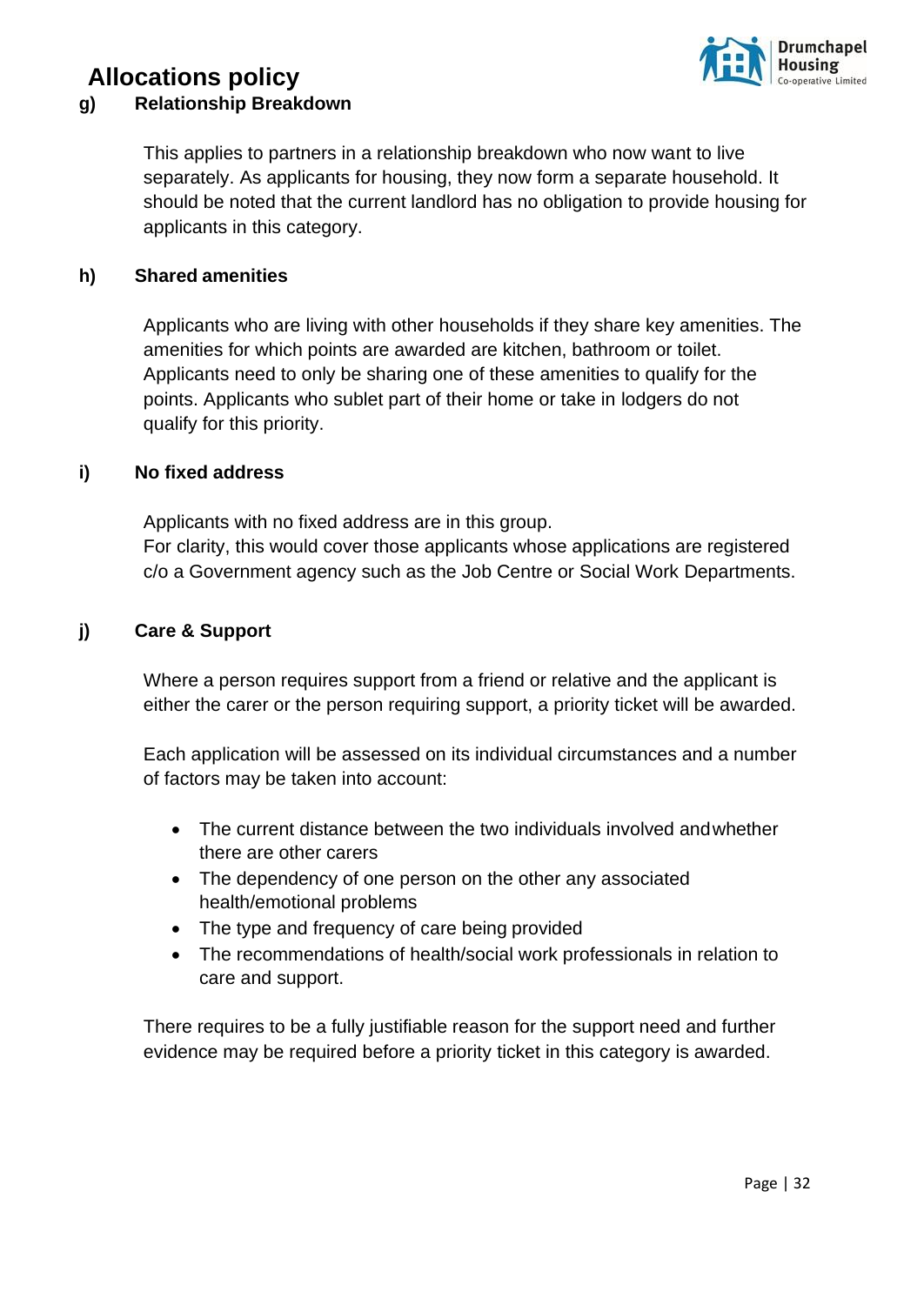# Allocations policy

### g) Relationship Breakdown

This applies to partners in a relationship breakdown who now want to live separately. As applicants for housing, they now form a separate household. It should be noted that the current landlord has no obligation to provide housing for applicants in this category.

### h) Shared amenities

Applicants who are living with other households if they share key amenities. The amenities for which points are awarded are kitchen, bathroom or toilet. Applicants need to only be sharing one of these amenities to qualify for the points. Applicants who sublet part of their home or take in lodgers do not qualify for this priority.

### i) No fixed address

Applicants with no fixed address are in this group.
For clarity, this would cover those applicants whose applications are registered c/o a Government agency such as the Job Centre or Social Work Departments.

### j) Care & Support

Where a person requires support from a friend or relative and the applicant is either the carer or the person requiring support, a priority ticket will be awarded.

Each application will be assessed on its individual circumstances and a number of factors may be taken into account:

- The current distance between the two individuals involved andwhether there are other carers
- The dependency of one person on the other any associated health/emotional problems
- The type and frequency of care being provided
- The recommendations of health/social work professionals in relation to care and support.

There requires to be a fully justifiable reason for the support need and further evidence may be required before a priority ticket in this category is awarded.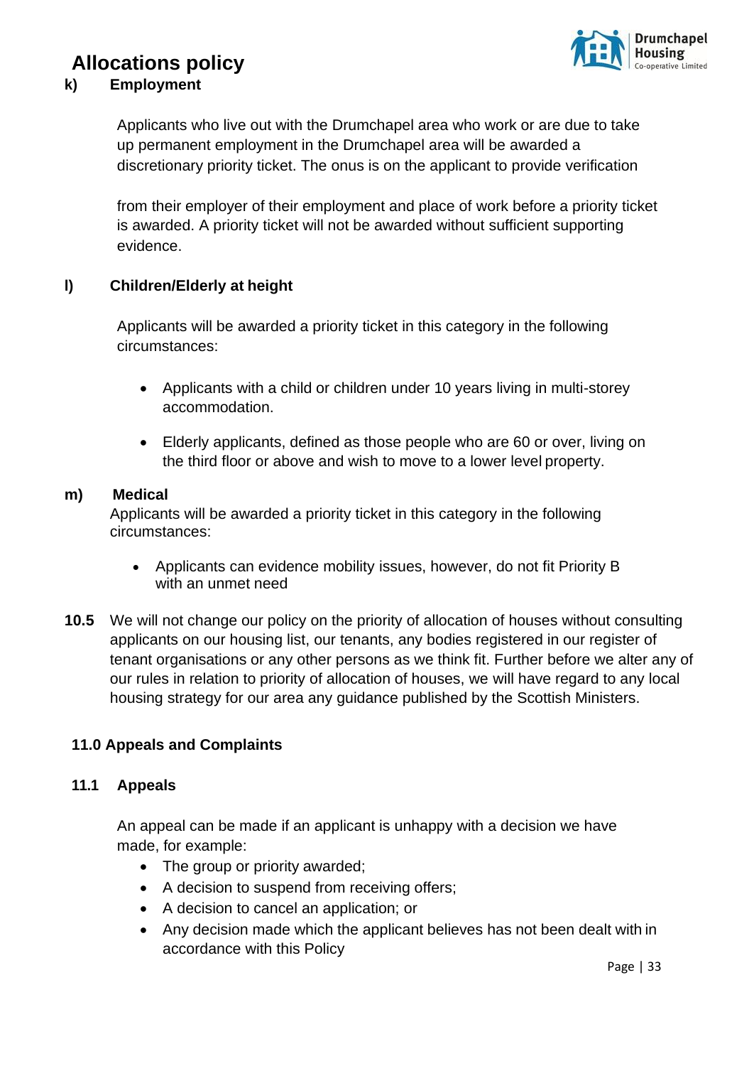**k) Employment**

Applicants who live out with the Drumchapel area who work or are due to take up permanent employment in the Drumchapel area will be awarded a discretionary priority ticket. The onus is on the applicant to provide verification from their employer of their employment and place of work before a priority ticket is awarded. A priority ticket will not be awarded without sufficient supporting evidence.

**l) Children/Elderly at height**

Applicants will be awarded a priority ticket in this category in the following circumstances:

- Applicants with a child or children under 10 years living in multi-storey accommodation.
- Elderly applicants, defined as those people who are 60 or over, living on the third floor or above and wish to move to a lower level property.

**m) Medical**

Applicants will be awarded a priority ticket in this category in the following circumstances:

- Applicants can evidence mobility issues, however, do not fit Priority B with an unmet need

**10.5** We will not change our policy on the priority of allocation of houses without consulting applicants on our housing list, our tenants, any bodies registered in our register of tenant organisations or any other persons as we think fit. Further before we alter any of our rules in relation to priority of allocation of houses, we will have regard to any local housing strategy for our area any guidance published by the Scottish Ministers.

## 11.0 Appeals and Complaints

### 11.1 Appeals

An appeal can be made if an applicant is unhappy with a decision we have made, for example:

- The group or priority awarded;
- A decision to suspend from receiving offers;
- A decision to cancel an application; or
- Any decision made which the applicant believes has not been dealt with in accordance with this Policy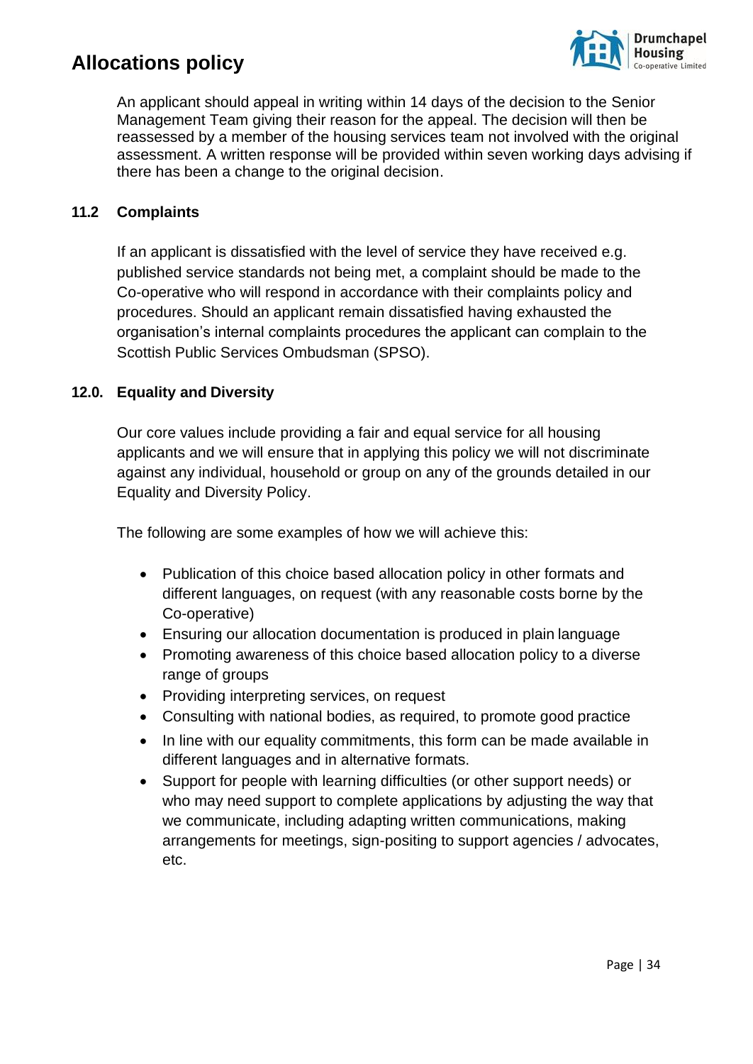An applicant should appeal in writing within 14 days of the decision to the Senior Management Team giving their reason for the appeal. The decision will then be reassessed by a member of the housing services team not involved with the original assessment. A written response will be provided within seven working days advising if there has been a change to the original decision.

### 11.2 Complaints

If an applicant is dissatisfied with the level of service they have received e.g. published service standards not being met, a complaint should be made to the Co-operative who will respond in accordance with their complaints policy and procedures. Should an applicant remain dissatisfied having exhausted the organisation's internal complaints procedures the applicant can complain to the Scottish Public Services Ombudsman (SPSO).

### 12.0. Equality and Diversity

Our core values include providing a fair and equal service for all housing applicants and we will ensure that in applying this policy we will not discriminate against any individual, household or group on any of the grounds detailed in our Equality and Diversity Policy.

The following are some examples of how we will achieve this:

- Publication of this choice based allocation policy in other formats and different languages, on request (with any reasonable costs borne by the Co-operative)
- Ensuring our allocation documentation is produced in plain language
- Promoting awareness of this choice based allocation policy to a diverse range of groups
- Providing interpreting services, on request
- Consulting with national bodies, as required, to promote good practice
- In line with our equality commitments, this form can be made available in different languages and in alternative formats.
- Support for people with learning difficulties (or other support needs) or who may need support to complete applications by adjusting the way that we communicate, including adapting written communications, making arrangements for meetings, sign-positing to support agencies / advocates, etc.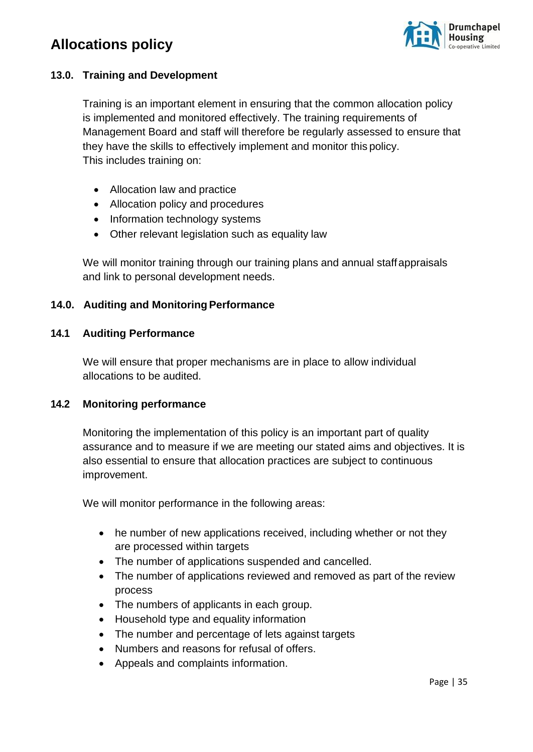## 13.0. Training and Development

Training is an important element in ensuring that the common allocation policy is implemented and monitored effectively. The training requirements of Management Board and staff will therefore be regularly assessed to ensure that they have the skills to effectively implement and monitor this policy. This includes training on:

- Allocation law and practice
- Allocation policy and procedures
- Information technology systems
- Other relevant legislation such as equality law

We will monitor training through our training plans and annual staff appraisals and link to personal development needs.

## 14.0. Auditing and Monitoring Performance

### 14.1 Auditing Performance

We will ensure that proper mechanisms are in place to allow individual allocations to be audited.

### 14.2 Monitoring performance

Monitoring the implementation of this policy is an important part of quality assurance and to measure if we are meeting our stated aims and objectives. It is also essential to ensure that allocation practices are subject to continuous improvement.

We will monitor performance in the following areas:

- he number of new applications received, including whether or not they are processed within targets
- The number of applications suspended and cancelled.
- The number of applications reviewed and removed as part of the review process
- The numbers of applicants in each group.
- Household type and equality information
- The number and percentage of lets against targets
- Numbers and reasons for refusal of offers.
- Appeals and complaints information.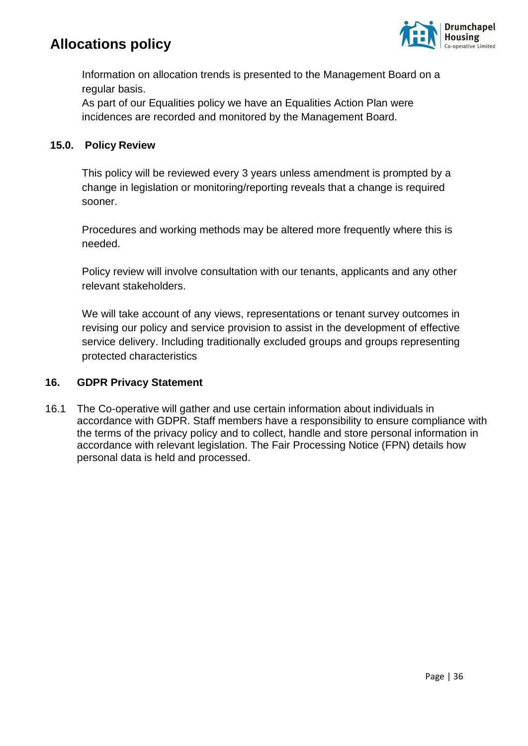Information on allocation trends is presented to the Management Board on a regular basis.
As part of our Equalities policy we have an Equalities Action Plan were incidences are recorded and monitored by the Management Board.

## 15.0. Policy Review

This policy will be reviewed every 3 years unless amendment is prompted by a change in legislation or monitoring/reporting reveals that a change is required sooner.

Procedures and working methods may be altered more frequently where this is needed.

Policy review will involve consultation with our tenants, applicants and any other relevant stakeholders.

We will take account of any views, representations or tenant survey outcomes in revising our policy and service provision to assist in the development of effective service delivery. Including traditionally excluded groups and groups representing protected characteristics

## 16. GDPR Privacy Statement

16.1 The Co-operative will gather and use certain information about individuals in accordance with GDPR. Staff members have a responsibility to ensure compliance with the terms of the privacy policy and to collect, handle and store personal information in accordance with relevant legislation. The Fair Processing Notice (FPN) details how personal data is held and processed.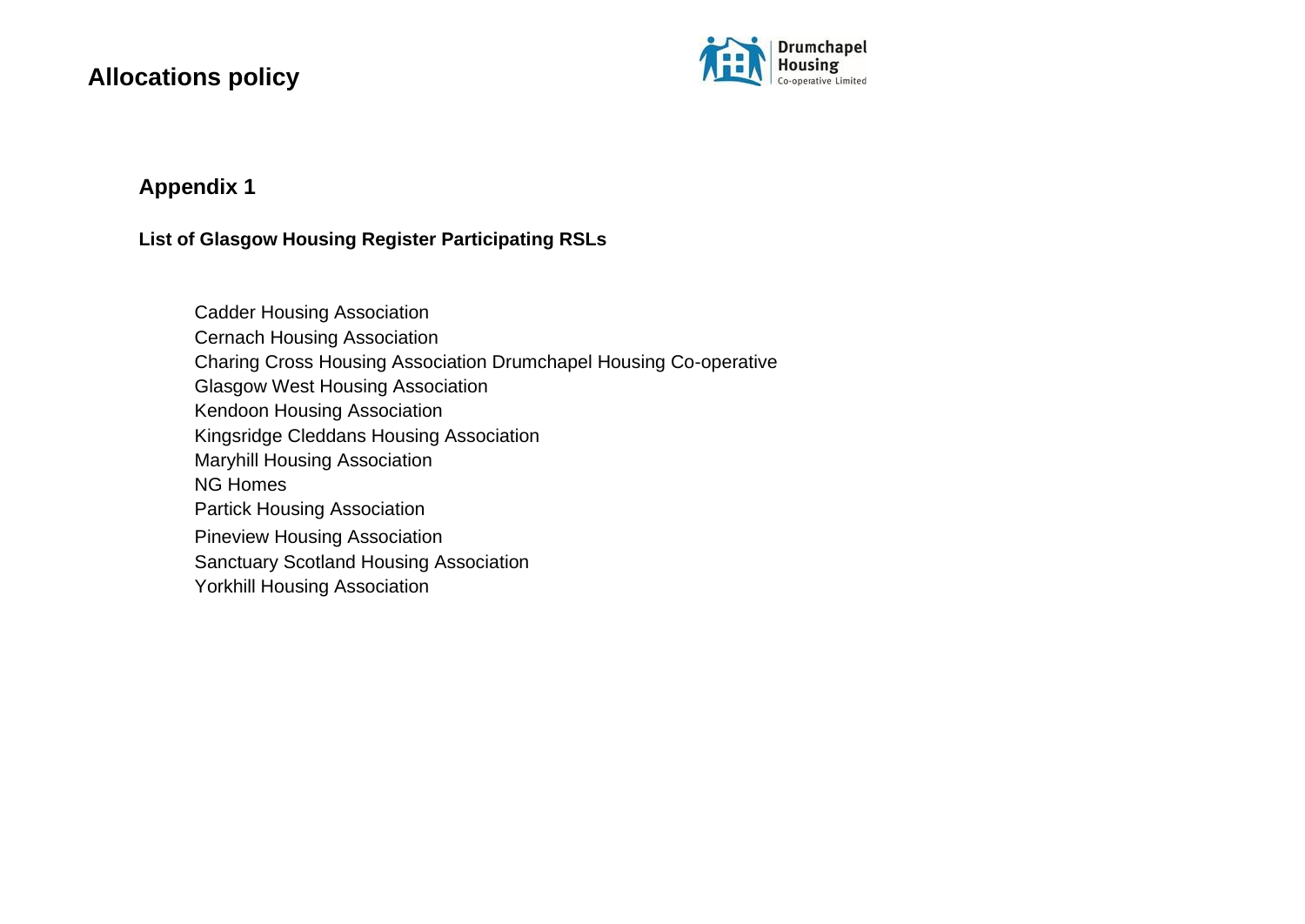## Appendix 1

**List of Glasgow Housing Register Participating RSLs**

Cadder Housing Association
Cernach Housing Association
Charing Cross Housing Association Drumchapel Housing Co-operative
Glasgow West Housing Association
Kendoon Housing Association
Kingsridge Cleddans Housing Association
Maryhill Housing Association
NG Homes
Partick Housing Association
Pineview Housing Association
Sanctuary Scotland Housing Association
Yorkhill Housing Association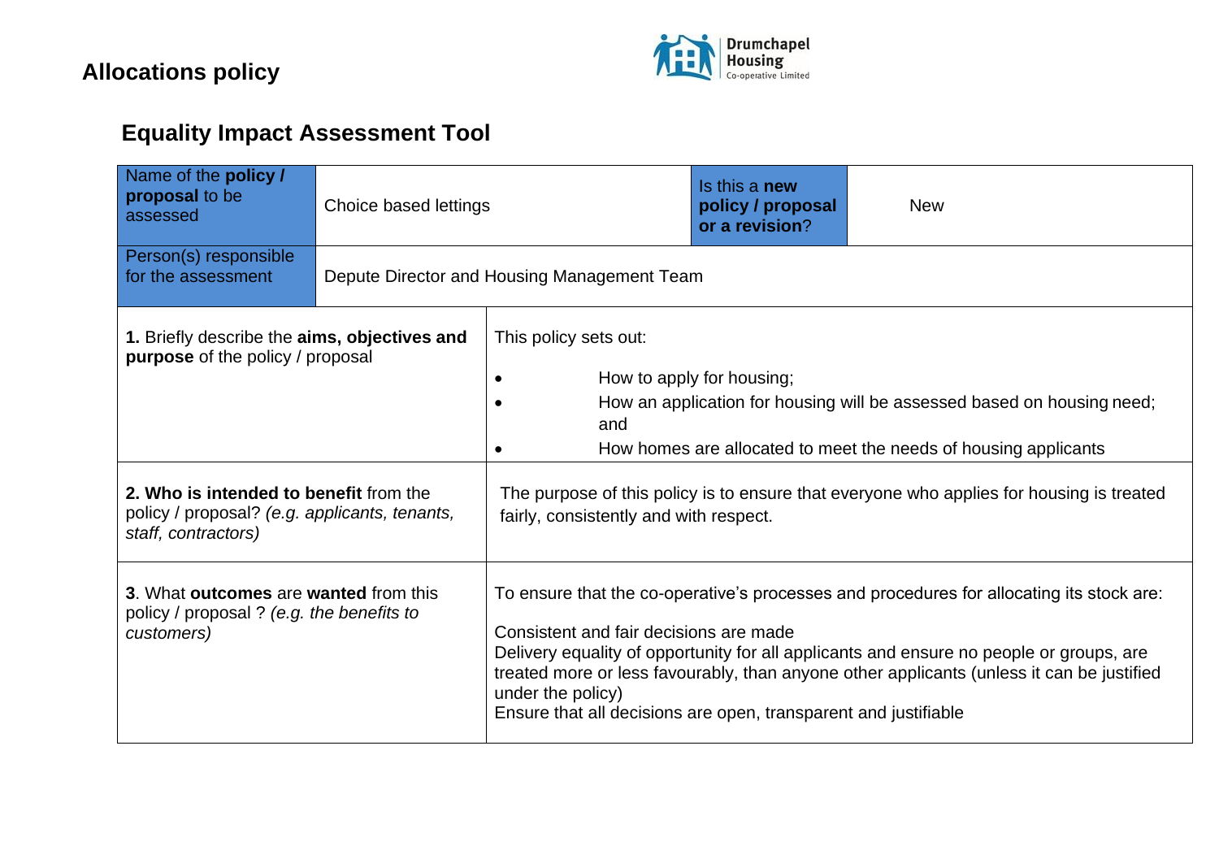# Allocations policy

## Equality Impact Assessment Tool

| Name of the **policy / proposal** to be assessed | Choice based lettings | Is this a **new policy / proposal or a revision**? | New |
|---|---|---|---|
| Person(s) responsible for the assessment | Depute Director and Housing Management Team | | |

| | |
|---|---|
| **1.** Briefly describe the **aims, objectives and purpose** of the policy / proposal | This policy sets out:<br>• How to apply for housing;<br>• How an application for housing will be assessed based on housing need; and<br>• How homes are allocated to meet the needs of housing applicants |
| **2. Who is intended to benefit** from the policy / proposal? *(e.g. applicants, tenants, staff, contractors)* | The purpose of this policy is to ensure that everyone who applies for housing is treated fairly, consistently and with respect. |
| **3**. What **outcomes** are **wanted** from this policy / proposal ? *(e.g. the benefits to customers)* | To ensure that the co-operative's processes and procedures for allocating its stock are:<br><br>Consistent and fair decisions are made<br>Delivery equality of opportunity for all applicants and ensure no people or groups, are treated more or less favourably, than anyone other applicants (unless it can be justified under the policy)<br>Ensure that all decisions are open, transparent and justifiable |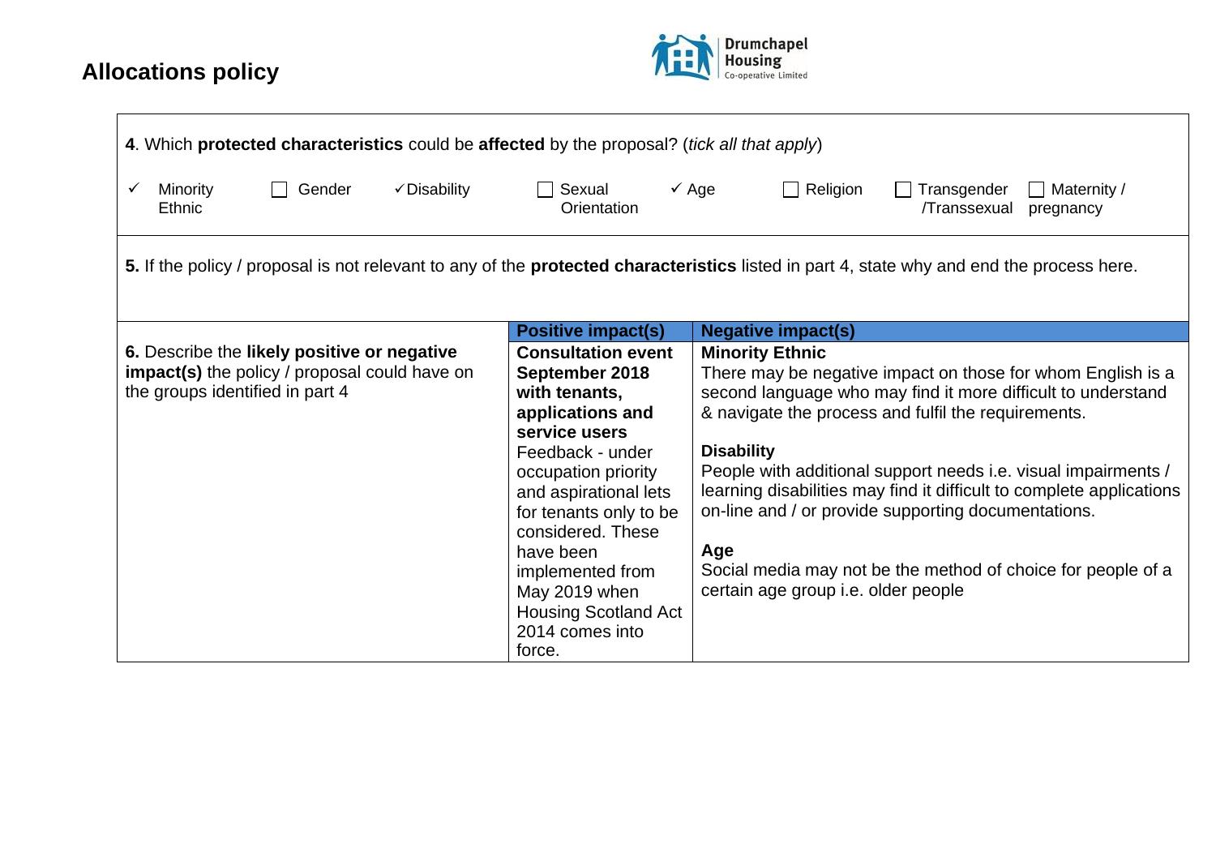## Allocations policy

| | | |
|---|---|---|
| **4**. Which **protected characteristics** could be **affected** by the proposal? (*tick all that apply*)<br><br>✓ Minority Ethnic ☐ Gender ✓ Disability ☐ Sexual Orientation ✓ Age ☐ Religion ☐ Transgender /Transsexual ☐ Maternity / pregnancy | | |
| **5.** If the policy / proposal is not relevant to any of the **protected characteristics** listed in part 4, state why and end the process here. | | |
| | **Positive impact(s)** | **Negative impact(s)** |
| **6.** Describe the **likely positive or negative impact(s)** the policy / proposal could have on the groups identified in part 4 | **Consultation event September 2018 with tenants, applications and service users**<br>Feedback - under occupation priority and aspirational lets for tenants only to be considered. These have been implemented from May 2019 when Housing Scotland Act 2014 comes into force. | **Minority Ethnic**<br>There may be negative impact on those for whom English is a second language who may find it more difficult to understand & navigate the process and fulfil the requirements.<br><br>**Disability**<br>People with additional support needs i.e. visual impairments / learning disabilities may find it difficult to complete applications on-line and / or provide supporting documentations.<br><br>**Age**<br>Social media may not be the method of choice for people of a certain age group i.e. older people |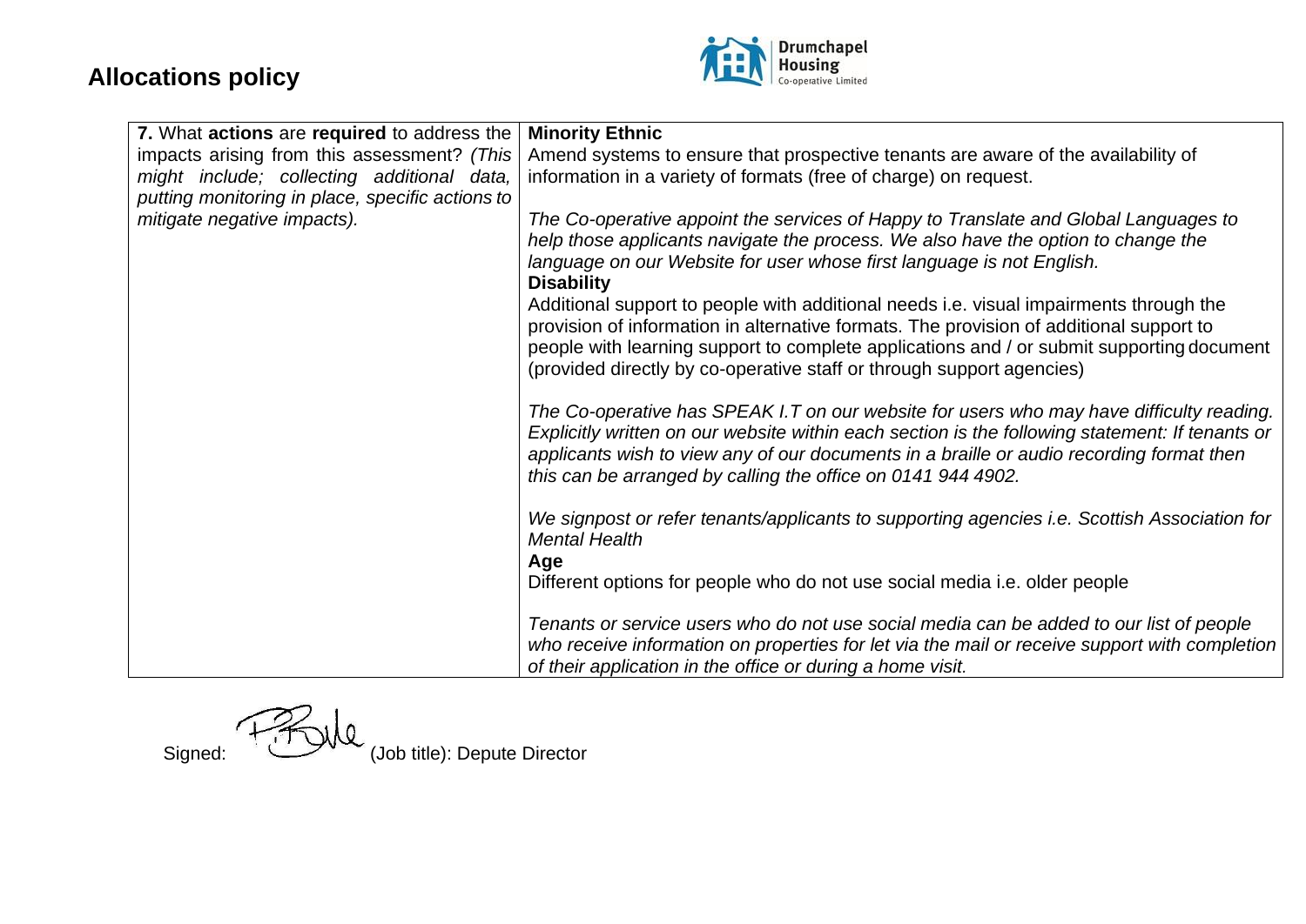# Allocations policy

| | |
|---|---|
| **7.** What **actions** are **required** to address the impacts arising from this assessment? *(This might include; collecting additional data, putting monitoring in place, specific actions to mitigate negative impacts).* | **Minority Ethnic**<br>Amend systems to ensure that prospective tenants are aware of the availability of information in a variety of formats (free of charge) on request.<br><br>*The Co-operative appoint the services of Happy to Translate and Global Languages to help those applicants navigate the process. We also have the option to change the language on our Website for user whose first language is not English.*<br>**Disability**<br>Additional support to people with additional needs i.e. visual impairments through the provision of information in alternative formats. The provision of additional support to people with learning support to complete applications and / or submit supporting document (provided directly by co-operative staff or through support agencies)<br><br>*The Co-operative has SPEAK I.T on our website for users who may have difficulty reading. Explicitly written on our website within each section is the following statement: If tenants or applicants wish to view any of our documents in a braille or audio recording format then this can be arranged by calling the office on 0141 944 4902.*<br><br>*We signpost or refer tenants/applicants to supporting agencies i.e. Scottish Association for Mental Health*<br>**Age**<br>Different options for people who do not use social media i.e. older people<br><br>*Tenants or service users who do not use social media can be added to our list of people who receive information on properties for let via the mail or receive support with completion of their application in the office or during a home visit.* |

Signed: (Job title): Depute Director